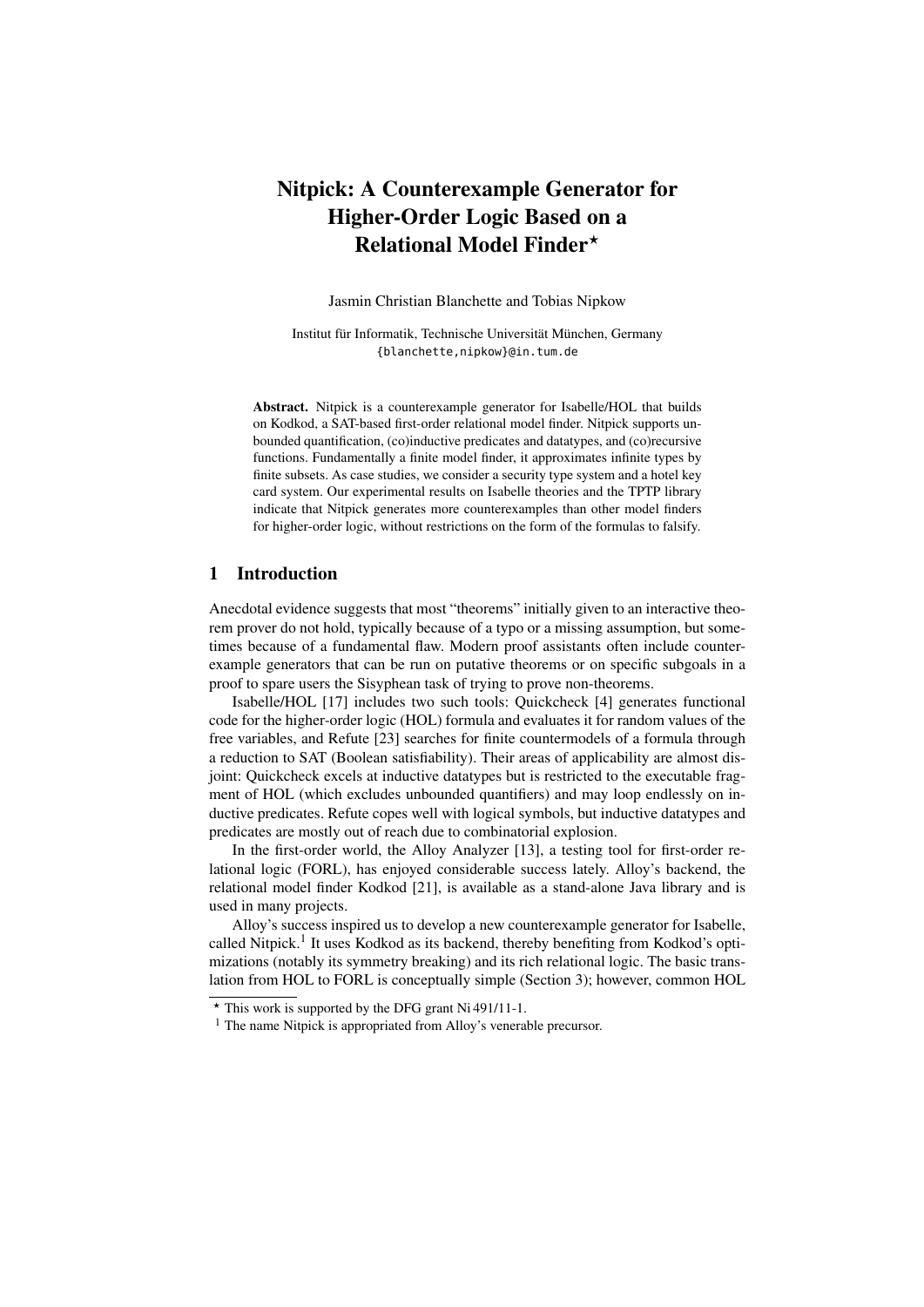# Nitpick: A Counterexample Generator for Higher-Order Logic Based on a Relational Model Finder*

Jasmin Christian Blanchette and Tobias Nipkow

Institut für Informatik, Technische Universität München, Germany
{blanchette,nipkow}@in.tum.de

**Abstract.** Nitpick is a counterexample generator for Isabelle/HOL that builds on Kodkod, a SAT-based first-order relational model finder. Nitpick supports unbounded quantification, (co)inductive predicates and datatypes, and (co)recursive functions. Fundamentally a finite model finder, it approximates infinite types by finite subsets. As case studies, we consider a security type system and a hotel key card system. Our experimental results on Isabelle theories and the TPTP library indicate that Nitpick generates more counterexamples than other model finders for higher-order logic, without restrictions on the form of the formulas to falsify.

## 1 Introduction

Anecdotal evidence suggests that most "theorems" initially given to an interactive theorem prover do not hold, typically because of a typo or a missing assumption, but sometimes because of a fundamental flaw. Modern proof assistants often include counterexample generators that can be run on putative theorems or on specific subgoals in a proof to spare users the Sisyphean task of trying to prove non-theorems.

Isabelle/HOL [17] includes two such tools: Quickcheck [4] generates functional code for the higher-order logic (HOL) formula and evaluates it for random values of the free variables, and Refute [23] searches for finite countermodels of a formula through a reduction to SAT (Boolean satisfiability). Their areas of applicability are almost disjoint: Quickcheck excels at inductive datatypes but is restricted to the executable fragment of HOL (which excludes unbounded quantifiers) and may loop endlessly on inductive predicates. Refute copes well with logical symbols, but inductive datatypes and predicates are mostly out of reach due to combinatorial explosion.

In the first-order world, the Alloy Analyzer [13], a testing tool for first-order relational logic (FORL), has enjoyed considerable success lately. Alloy's backend, the relational model finder Kodkod [21], is available as a stand-alone Java library and is used in many projects.

Alloy's success inspired us to develop a new counterexample generator for Isabelle, called Nitpick.[1] It uses Kodkod as its backend, thereby benefiting from Kodkod's optimizations (notably its symmetry breaking) and its rich relational logic. The basic translation from HOL to FORL is conceptually simple (Section 3); however, common HOL

* This work is supported by the DFG grant Ni 491/11-1.

[1] The name Nitpick is appropriated from Alloy's venerable precursor.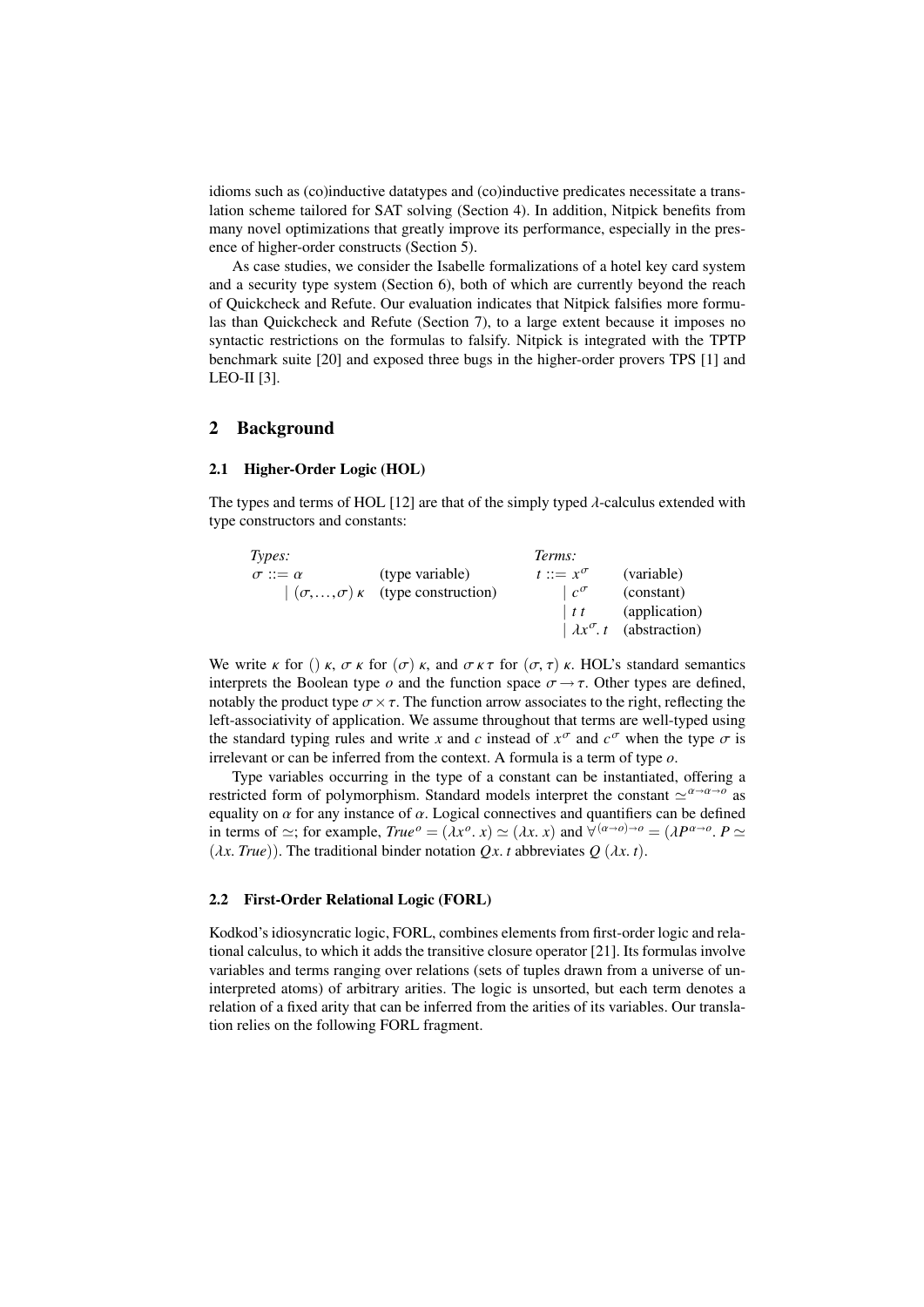idioms such as (co)inductive datatypes and (co)inductive predicates necessitate a translation scheme tailored for SAT solving (Section 4). In addition, Nitpick benefits from many novel optimizations that greatly improve its performance, especially in the presence of higher-order constructs (Section 5).

As case studies, we consider the Isabelle formalizations of a hotel key card system and a security type system (Section 6), both of which are currently beyond the reach of Quickcheck and Refute. Our evaluation indicates that Nitpick falsifies more formulas than Quickcheck and Refute (Section 7), to a large extent because it imposes no syntactic restrictions on the formulas to falsify. Nitpick is integrated with the TPTP benchmark suite [20] and exposed three bugs in the higher-order provers TPS [1] and LEO-II [3].

## 2 Background

### 2.1 Higher-Order Logic (HOL)

The types and terms of HOL [12] are that of the simply typed $\lambda$-calculus extended with type constructors and constants:

| *Types:* | | *Terms:* | |
|---|---|---|---|
| $\sigma ::= \alpha$ | (type variable) | $t ::= x^\sigma$ | (variable) |
| $\mid (\sigma,\ldots,\sigma)\,\kappa$ | (type construction) | $\mid c^\sigma$ | (constant) |
| | | $\mid t\ t$ | (application) |
| | | $\mid \lambda x^\sigma.\ t$ | (abstraction) |

We write $\kappa$ for $()\ \kappa$, $\sigma\ \kappa$ for $(\sigma)\ \kappa$, and $\sigma\,\kappa\,\tau$ for $(\sigma,\tau)\ \kappa$. HOL's standard semantics interprets the Boolean type $o$ and the function space $\sigma \to \tau$. Other types are defined, notably the product type $\sigma \times \tau$. The function arrow associates to the right, reflecting the left-associativity of application. We assume throughout that terms are well-typed using the standard typing rules and write $x$ and $c$ instead of $x^\sigma$ and $c^\sigma$ when the type $\sigma$ is irrelevant or can be inferred from the context. A formula is a term of type $o$.

Type variables occurring in the type of a constant can be instantiated, offering a restricted form of polymorphism. Standard models interpret the constant $\simeq^{\alpha\to\alpha\to o}$ as equality on $\alpha$ for any instance of $\alpha$. Logical connectives and quantifiers can be defined in terms of $\simeq$; for example, $\mathit{True}^o = (\lambda x^o.\ x) \simeq (\lambda x.\ x)$ and $\forall^{(\alpha\to o)\to o} = (\lambda P^{\alpha\to o}.\ P \simeq (\lambda x.\ \mathit{True}))$. The traditional binder notation $Q x.\ t$ abbreviates $Q\ (\lambda x.\ t)$.

### 2.2 First-Order Relational Logic (FORL)

Kodkod's idiosyncratic logic, FORL, combines elements from first-order logic and relational calculus, to which it adds the transitive closure operator [21]. Its formulas involve variables and terms ranging over relations (sets of tuples drawn from a universe of uninterpreted atoms) of arbitrary arities. The logic is unsorted, but each term denotes a relation of a fixed arity that can be inferred from the arities of its variables. Our translation relies on the following FORL fragment.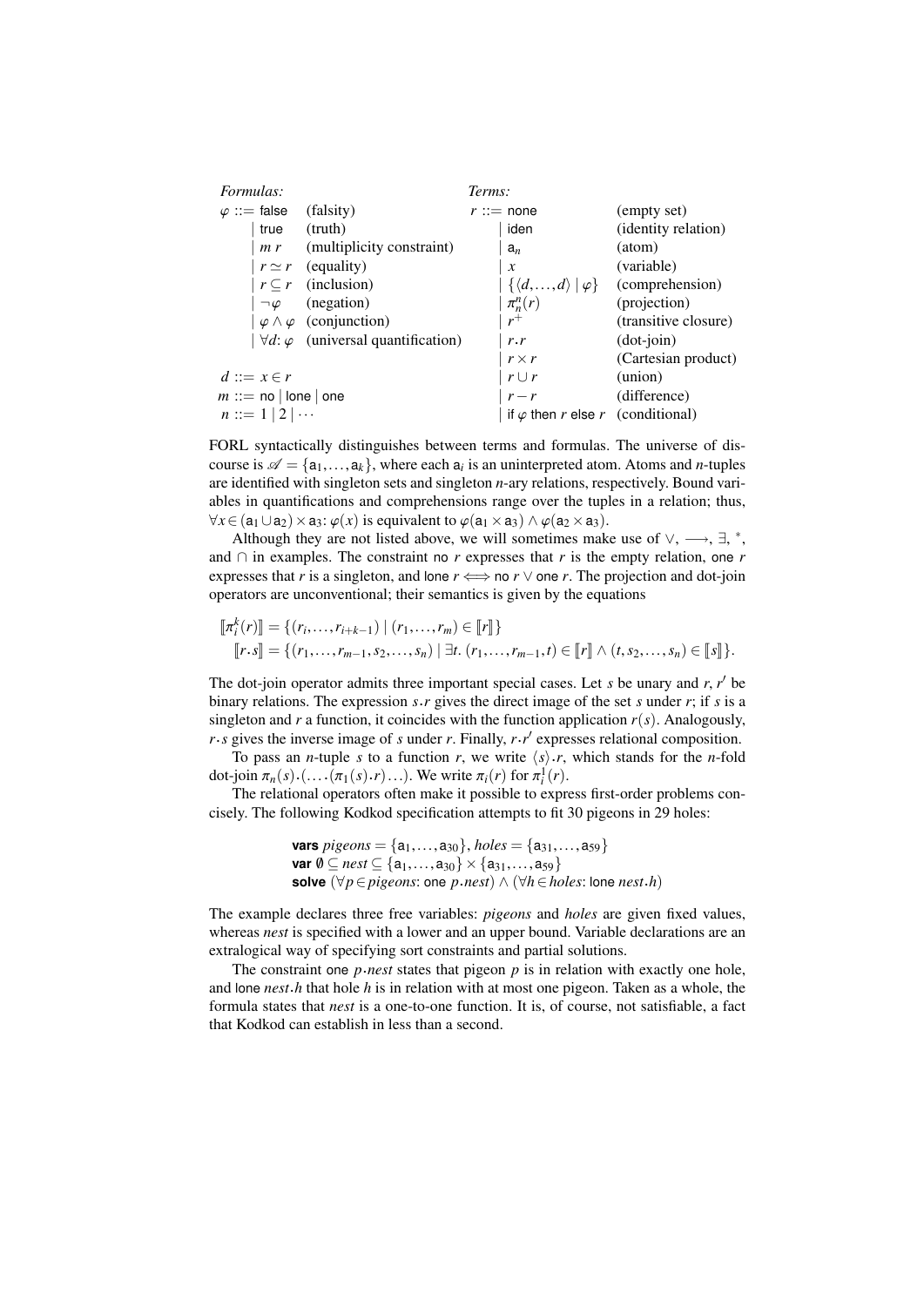| *Formulas:* | | *Terms:* | |
|---|---|---|---|
| $\varphi ::=$ false | (falsity) | $r ::=$ none | (empty set) |
| $\mid$ true | (truth) | $\mid$ iden | (identity relation) |
| $\mid m\ r$ | (multiplicity constraint) | $\mid \mathsf{a}_n$ | (atom) |
| $\mid r \simeq r$ | (equality) | $\mid x$ | (variable) |
| $\mid r \subseteq r$ | (inclusion) | $\mid \{\langle d, \ldots, d \rangle \mid \varphi\}$ | (comprehension) |
| $\mid \neg\varphi$ | (negation) | $\mid \pi^n_n(r)$ | (projection) |
| $\mid \varphi \wedge \varphi$ | (conjunction) | $\mid r^+$ | (transitive closure) |
| $\mid \forall d \colon \varphi$ | (universal quantification) | $\mid r \boldsymbol{.} r$ | (dot-join) |
| | | $\mid r \times r$ | (Cartesian product) |
| $d ::= x \in r$ | | $\mid r \cup r$ | (union) |
| $m ::=$ no $\mid$ lone $\mid$ one | | $\mid r - r$ | (difference) |
| $n ::= 1 \mid 2 \mid \cdots$ | | $\mid$ if $\varphi$ then $r$ else $r$ | (conditional) |

FORL syntactically distinguishes between terms and formulas. The universe of discourse is $\mathscr{A} = \{\mathsf{a}_1, \ldots, \mathsf{a}_k\}$, where each $\mathsf{a}_i$ is an uninterpreted atom. Atoms and $n$-tuples are identified with singleton sets and singleton $n$-ary relations, respectively. Bound variables in quantifications and comprehensions range over the tuples in a relation; thus, $\forall x \in (\mathsf{a}_1 \cup \mathsf{a}_2) \times \mathsf{a}_3 \colon \varphi(x)$ is equivalent to $\varphi(\mathsf{a}_1 \times \mathsf{a}_3) \wedge \varphi(\mathsf{a}_2 \times \mathsf{a}_3)$.

Although they are not listed above, we will sometimes make use of $\vee$, $\longrightarrow$, $\exists$, $^*$, and $\cap$ in examples. The constraint no $r$ expresses that $r$ is the empty relation, one $r$ expresses that $r$ is a singleton, and lone $r \iff$ no $r \vee$ one $r$. The projection and dot-join operators are unconventional; their semantics is given by the equations

$$
\begin{aligned}
[\![\pi^k_i(r)]\!] &= \{(r_i, \ldots, r_{i+k-1}) \mid (r_1, \ldots, r_m) \in [\![r]\!]\} \\
[\![r \boldsymbol{.} s]\!] &= \{(r_1, \ldots, r_{m-1}, s_2, \ldots, s_n) \mid \exists t.\ (r_1, \ldots, r_{m-1}, t) \in [\![r]\!] \wedge (t, s_2, \ldots, s_n) \in [\![s]\!]\}.
\end{aligned}
$$

The dot-join operator admits three important special cases. Let $s$ be unary and $r$, $r'$ be binary relations. The expression $s \boldsymbol{.} r$ gives the direct image of the set $s$ under $r$; if $s$ is a singleton and $r$ a function, it coincides with the function application $r(s)$. Analogously, $r \boldsymbol{.} s$ gives the inverse image of $s$ under $r$. Finally, $r \boldsymbol{.} r'$ expresses relational composition.

To pass an $n$-tuple $s$ to a function $r$, we write $\langle s \rangle \boldsymbol{.} r$, which stands for the $n$-fold dot-join $\pi_n(s) \boldsymbol{.} (\ldots (\pi_1(s) \boldsymbol{.} r) \ldots)$. We write $\pi_i(r)$ for $\pi^1_i(r)$.

The relational operators often make it possible to express first-order problems concisely. The following Kodkod specification attempts to fit 30 pigeons in 29 holes:

> **vars** $\mathit{pigeons} = \{\mathsf{a}_1, \ldots, \mathsf{a}_{30}\}$, $\mathit{holes} = \{\mathsf{a}_{31}, \ldots, \mathsf{a}_{59}\}$
> **var** $\emptyset \subseteq \mathit{nest} \subseteq \{\mathsf{a}_1, \ldots, \mathsf{a}_{30}\} \times \{\mathsf{a}_{31}, \ldots, \mathsf{a}_{59}\}$
> **solve** $(\forall p \in \mathit{pigeons}\colon \text{one } p \boldsymbol{.} \mathit{nest}) \wedge (\forall h \in \mathit{holes}\colon \text{lone } \mathit{nest} \boldsymbol{.} h)$

The example declares three free variables: *pigeons* and *holes* are given fixed values, whereas *nest* is specified with a lower and an upper bound. Variable declarations are an extralogical way of specifying sort constraints and partial solutions.

The constraint one $p \boldsymbol{.} \mathit{nest}$ states that pigeon $p$ is in relation with exactly one hole, and lone $\mathit{nest} \boldsymbol{.} h$ that hole $h$ is in relation with at most one pigeon. Taken as a whole, the formula states that *nest* is a one-to-one function. It is, of course, not satisfiable, a fact that Kodkod can establish in less than a second.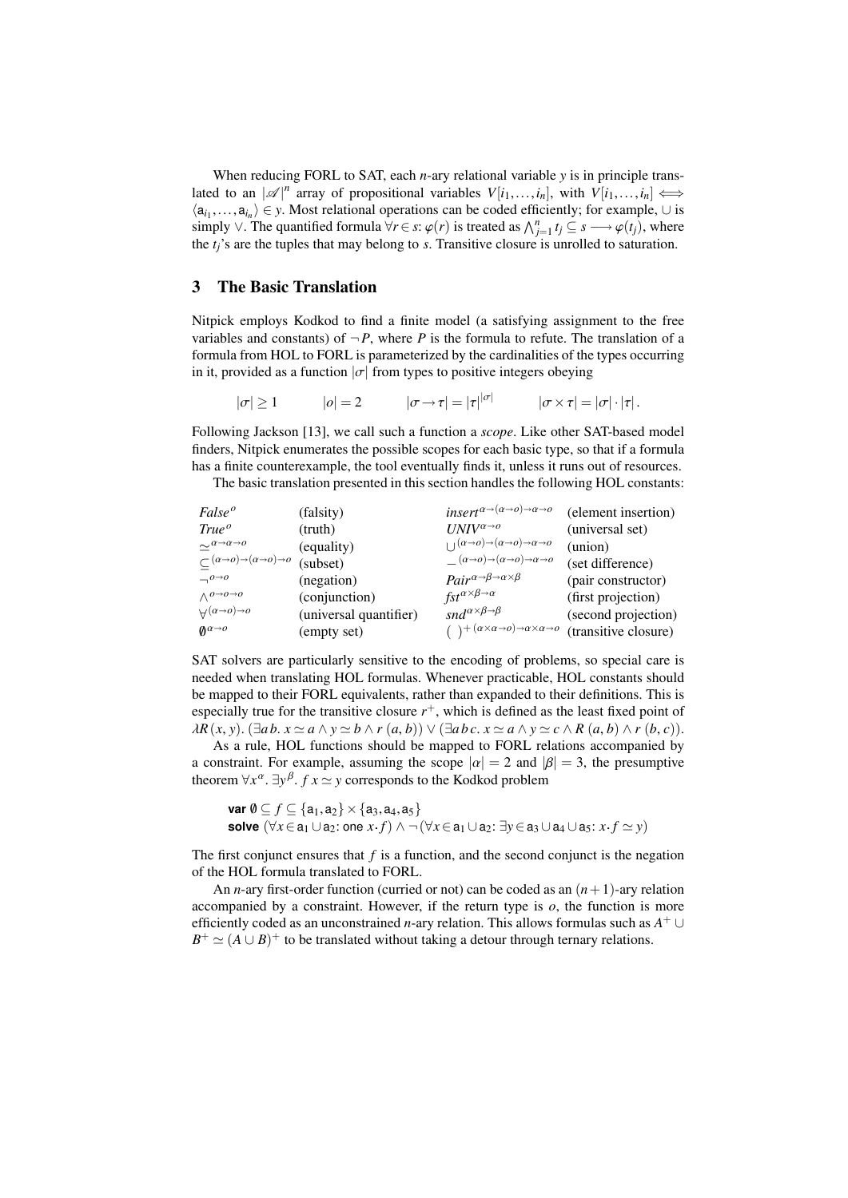When reducing FORL to SAT, each $n$-ary relational variable $y$ is in principle translated to an $|\mathscr{A}|^n$ array of propositional variables $V[i_1,\ldots,i_n]$, with $V[i_1,\ldots,i_n] \Longleftrightarrow \langle \mathsf{a}_{i_1},\ldots,\mathsf{a}_{i_n}\rangle \in y$. Most relational operations can be coded efficiently; for example, $\cup$ is simply $\vee$. The quantified formula $\forall r \in s\colon \varphi(r)$ is treated as $\bigwedge_{j=1}^{n} t_j \subseteq s \longrightarrow \varphi(t_j)$, where the $t_j$'s are the tuples that may belong to $s$. Transitive closure is unrolled to saturation.

## 3 The Basic Translation

Nitpick employs Kodkod to find a finite model (a satisfying assignment to the free variables and constants) of $\neg P$, where $P$ is the formula to refute. The translation of a formula from HOL to FORL is parameterized by the cardinalities of the types occurring in it, provided as a function $|\sigma|$ from types to positive integers obeying

$$|\sigma| \geq 1 \qquad |o| = 2 \qquad |\sigma \to \tau| = |\tau|^{|\sigma|} \qquad |\sigma \times \tau| = |\sigma| \cdot |\tau|.$$

Following Jackson [13], we call such a function a *scope*. Like other SAT-based model finders, Nitpick enumerates the possible scopes for each basic type, so that if a formula has a finite counterexample, the tool eventually finds it, unless it runs out of resources.

The basic translation presented in this section handles the following HOL constants:

| | | | |
|---|---|---|---|
| $\mathit{False}^{o}$ | (falsity) | $\mathit{insert}^{\alpha\to(\alpha\to o)\to\alpha\to o}$ | (element insertion) |
| $\mathit{True}^{o}$ | (truth) | $\mathit{UNIV}^{\alpha\to o}$ | (universal set) |
| $\simeq^{\alpha\to\alpha\to o}$ | (equality) | $\cup^{(\alpha\to o)\to(\alpha\to o)\to\alpha\to o}$ | (union) |
| $\subseteq^{(\alpha\to o)\to(\alpha\to o)\to o}$ | (subset) | $-^{(\alpha\to o)\to(\alpha\to o)\to\alpha\to o}$ | (set difference) |
| $\neg^{o\to o}$ | (negation) | $\mathit{Pair}^{\alpha\to\beta\to\alpha\times\beta}$ | (pair constructor) |
| $\wedge^{o\to o\to o}$ | (conjunction) | $\mathit{fst}^{\alpha\times\beta\to\alpha}$ | (first projection) |
| $\forall^{(\alpha\to o)\to o}$ | (universal quantifier) | $\mathit{snd}^{\alpha\times\beta\to\beta}$ | (second projection) |
| $\emptyset^{\alpha\to o}$ | (empty set) | $(\ )^{+\,(\alpha\times\alpha\to o)\to\alpha\times\alpha\to o}$ | (transitive closure) |

SAT solvers are particularly sensitive to the encoding of problems, so special care is needed when translating HOL formulas. Whenever practicable, HOL constants should be mapped to their FORL equivalents, rather than expanded to their definitions. This is especially true for the transitive closure $r^+$, which is defined as the least fixed point of $\lambda R\,(x,y).\,(\exists a\,b.\; x \simeq a \wedge y \simeq b \wedge r\,(a,b)) \vee (\exists a\,b\,c.\; x \simeq a \wedge y \simeq c \wedge R\,(a,b) \wedge r\,(b,c))$.

As a rule, HOL functions should be mapped to FORL relations accompanied by a constraint. For example, assuming the scope $|\alpha| = 2$ and $|\beta| = 3$, the presumptive theorem $\forall x^{\alpha}.\; \exists y^{\beta}.\; f\,x \simeq y$ corresponds to the Kodkod problem

$$\textbf{var}\ \emptyset \subseteq f \subseteq \{\mathsf{a}_1,\mathsf{a}_2\} \times \{\mathsf{a}_3,\mathsf{a}_4,\mathsf{a}_5\}$$
$$\textbf{solve}\ (\forall x \in \mathsf{a}_1 \cup \mathsf{a}_2\colon \textsf{one}\ x \cdot f) \wedge \neg(\forall x \in \mathsf{a}_1 \cup \mathsf{a}_2\colon \exists y \in \mathsf{a}_3 \cup \mathsf{a}_4 \cup \mathsf{a}_5\colon x \cdot f \simeq y)$$

The first conjunct ensures that $f$ is a function, and the second conjunct is the negation of the HOL formula translated to FORL.

An $n$-ary first-order function (curried or not) can be coded as an $(n+1)$-ary relation accompanied by a constraint. However, if the return type is $o$, the function is more efficiently coded as an unconstrained $n$-ary relation. This allows formulas such as $A^+ \cup B^+ \simeq (A \cup B)^+$ to be translated without taking a detour through ternary relations.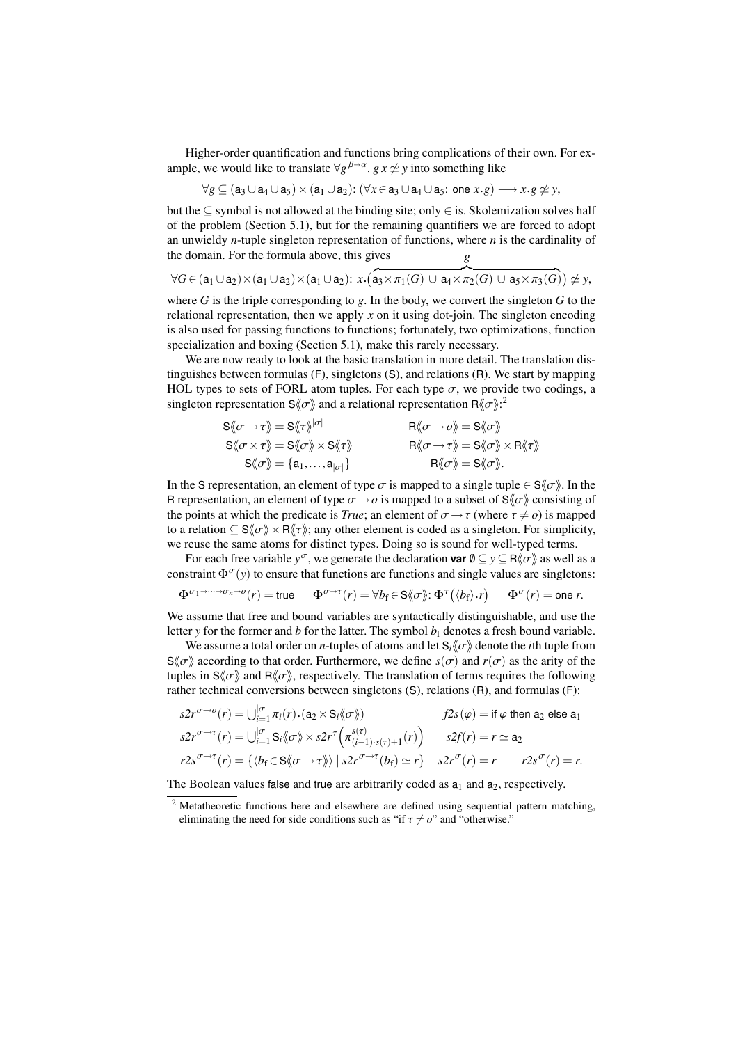Higher-order quantification and functions bring complications of their own. For example, we would like to translate $\forall g^{\beta\to\alpha}.\; g\,x \not\simeq y$ into something like

$$\forall g \subseteq (\mathsf{a}_3 \cup \mathsf{a}_4 \cup \mathsf{a}_5) \times (\mathsf{a}_1 \cup \mathsf{a}_2)\colon\, (\forall x \in \mathsf{a}_3 \cup \mathsf{a}_4 \cup \mathsf{a}_5\colon \,\mathsf{one}\; x.g) \longrightarrow x.g \not\simeq y,$$

but the $\subseteq$ symbol is not allowed at the binding site; only $\in$ is. Skolemization solves half of the problem (Section 5.1), but for the remaining quantifiers we are forced to adopt an unwieldy $n$-tuple singleton representation of functions, where $n$ is the cardinality of the domain. For the formula above, this gives

$$\forall G \in (\mathsf{a}_1 \cup \mathsf{a}_2) \times (\mathsf{a}_1 \cup \mathsf{a}_2) \times (\mathsf{a}_1 \cup \mathsf{a}_2)\colon\; x.\big(\overbrace{\mathsf{a}_3 \times \pi_1(G) \,\cup\, \mathsf{a}_4 \times \pi_2(G) \,\cup\, \mathsf{a}_5 \times \pi_3(G)}^{g}\big) \not\simeq y,$$

where $G$ is the triple corresponding to $g$. In the body, we convert the singleton $G$ to the relational representation, then we apply $x$ on it using dot-join. The singleton encoding is also used for passing functions to functions; fortunately, two optimizations, function specialization and boxing (Section 5.1), make this rarely necessary.

We are now ready to look at the basic translation in more detail. The translation distinguishes between formulas (F), singletons (S), and relations (R). We start by mapping HOL types to sets of FORL atom tuples. For each type $\sigma$, we provide two codings, a singleton representation $\mathsf{S}\langle\!\langle\sigma\rangle\!\rangle$ and a relational representation $\mathsf{R}\langle\!\langle\sigma\rangle\!\rangle$:[2]

$$\begin{aligned}
\mathsf{S}\langle\!\langle\sigma\to\tau\rangle\!\rangle &= \mathsf{S}\langle\!\langle\tau\rangle\!\rangle^{|\sigma|} & \qquad \mathsf{R}\langle\!\langle\sigma\to o\rangle\!\rangle &= \mathsf{S}\langle\!\langle\sigma\rangle\!\rangle \\
\mathsf{S}\langle\!\langle\sigma\times\tau\rangle\!\rangle &= \mathsf{S}\langle\!\langle\sigma\rangle\!\rangle \times \mathsf{S}\langle\!\langle\tau\rangle\!\rangle & \qquad \mathsf{R}\langle\!\langle\sigma\to\tau\rangle\!\rangle &= \mathsf{S}\langle\!\langle\sigma\rangle\!\rangle \times \mathsf{R}\langle\!\langle\tau\rangle\!\rangle \\
\mathsf{S}\langle\!\langle\sigma\rangle\!\rangle &= \{\mathsf{a}_1,\ldots,\mathsf{a}_{|\sigma|}\} & \qquad \mathsf{R}\langle\!\langle\sigma\rangle\!\rangle &= \mathsf{S}\langle\!\langle\sigma\rangle\!\rangle.
\end{aligned}$$

In the S representation, an element of type $\sigma$ is mapped to a single tuple $\in \mathsf{S}\langle\!\langle\sigma\rangle\!\rangle$. In the R representation, an element of type $\sigma \to o$ is mapped to a subset of $\mathsf{S}\langle\!\langle\sigma\rangle\!\rangle$ consisting of the points at which the predicate is *True*; an element of $\sigma \to \tau$ (where $\tau \neq o$) is mapped to a relation $\subseteq \mathsf{S}\langle\!\langle\sigma\rangle\!\rangle \times \mathsf{R}\langle\!\langle\tau\rangle\!\rangle$; any other element is coded as a singleton. For simplicity, we reuse the same atoms for distinct types. Doing so is sound for well-typed terms.

For each free variable $y^\sigma$, we generate the declaration **var** $\emptyset \subseteq y \subseteq \mathsf{R}\langle\!\langle\sigma\rangle\!\rangle$ as well as a constraint $\Phi^\sigma(y)$ to ensure that functions are functions and single values are singletons:

$$\Phi^{\sigma_1\to\cdots\to\sigma_n\to o}(r) = \mathsf{true} \qquad \Phi^{\sigma\to\tau}(r) = \forall b_\mathrm{f} \in \mathsf{S}\langle\!\langle\sigma\rangle\!\rangle\colon \Phi^\tau\big(\langle b_\mathrm{f}\rangle.r\big) \qquad \Phi^\sigma(r) = \mathsf{one}\; r.$$

We assume that free and bound variables are syntactically distinguishable, and use the letter $y$ for the former and $b$ for the latter. The symbol $b_\mathrm{f}$ denotes a fresh bound variable.

We assume a total order on $n$-tuples of atoms and let $\mathsf{S}_i\langle\!\langle\sigma\rangle\!\rangle$ denote the $i$th tuple from $\mathsf{S}\langle\!\langle\sigma\rangle\!\rangle$ according to that order. Furthermore, we define $s(\sigma)$ and $r(\sigma)$ as the arity of the tuples in $\mathsf{S}\langle\!\langle\sigma\rangle\!\rangle$ and $\mathsf{R}\langle\!\langle\sigma\rangle\!\rangle$, respectively. The translation of terms requires the following rather technical conversions between singletons (S), relations (R), and formulas (F):

$$\begin{aligned}
&s2r^{\sigma\to o}(r) = \textstyle\bigcup_{i=1}^{|\sigma|} \pi_i(r).(\mathsf{a}_2 \times \mathsf{S}_i\langle\!\langle\sigma\rangle\!\rangle) & \qquad & f2s(\varphi) = \mathsf{if}\; \varphi\; \mathsf{then}\; \mathsf{a}_2\; \mathsf{else}\; \mathsf{a}_1 \\
&s2r^{\sigma\to\tau}(r) = \textstyle\bigcup_{i=1}^{|\sigma|} \mathsf{S}_i\langle\!\langle\sigma\rangle\!\rangle \times s2r^\tau\Big(\pi^{s(\tau)}_{(i-1)\cdot s(\tau)+1}(r)\Big) & \qquad & s2f(r) = r \simeq \mathsf{a}_2 \\
&r2s^{\sigma\to\tau}(r) = \{\langle b_\mathrm{f} \in \mathsf{S}\langle\!\langle\sigma\to\tau\rangle\!\rangle\rangle \mid s2r^{\sigma\to\tau}(b_\mathrm{f}) \simeq r\} \quad s2r^\sigma(r) = r & \qquad & r2s^\sigma(r) = r.
\end{aligned}$$

The Boolean values false and true are arbitrarily coded as $\mathsf{a}_1$ and $\mathsf{a}_2$, respectively.

---

[2] Metatheoretic functions here and elsewhere are defined using sequential pattern matching, eliminating the need for side conditions such as "if $\tau \neq o$" and "otherwise."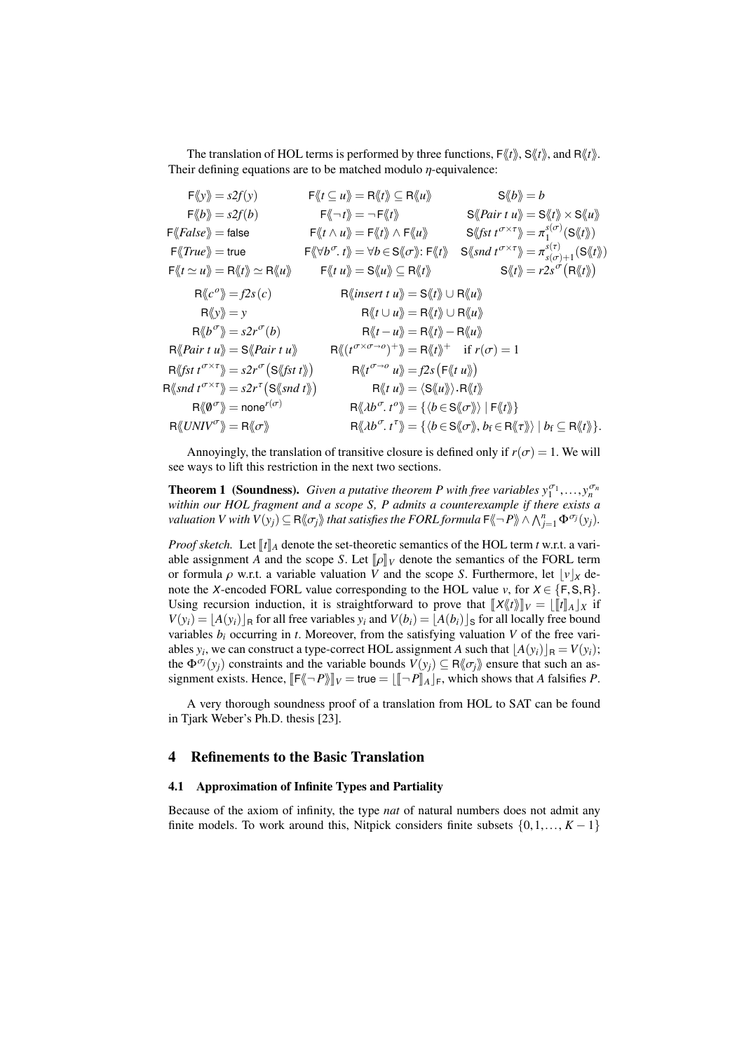The translation of HOL terms is performed by three functions, $\mathsf{F}\langle\!\langle t \rangle\!\rangle$, $\mathsf{S}\langle\!\langle t \rangle\!\rangle$, and $\mathsf{R}\langle\!\langle t \rangle\!\rangle$. Their defining equations are to be matched modulo $\eta$-equivalence:

$$
\begin{array}{lll}
\mathsf{F}\langle\!\langle y \rangle\!\rangle = \mathit{s2f}(y) & \mathsf{F}\langle\!\langle t \subseteq u \rangle\!\rangle = \mathsf{R}\langle\!\langle t \rangle\!\rangle \subseteq \mathsf{R}\langle\!\langle u \rangle\!\rangle & \mathsf{S}\langle\!\langle b \rangle\!\rangle = b \\
\mathsf{F}\langle\!\langle b \rangle\!\rangle = \mathit{s2f}(b) & \mathsf{F}\langle\!\langle \neg t \rangle\!\rangle = \neg\, \mathsf{F}\langle\!\langle t \rangle\!\rangle & \mathsf{S}\langle\!\langle \mathit{Pair}\ t\ u \rangle\!\rangle = \mathsf{S}\langle\!\langle t \rangle\!\rangle \times \mathsf{S}\langle\!\langle u \rangle\!\rangle \\
\mathsf{F}\langle\!\langle \mathit{False} \rangle\!\rangle = \mathsf{false} & \mathsf{F}\langle\!\langle t \wedge u \rangle\!\rangle = \mathsf{F}\langle\!\langle t \rangle\!\rangle \wedge \mathsf{F}\langle\!\langle u \rangle\!\rangle & \mathsf{S}\langle\!\langle \mathit{fst}\ t^{\sigma\times\tau} \rangle\!\rangle = \pi_1^{s(\sigma)}(\mathsf{S}\langle\!\langle t \rangle\!\rangle) \\
\mathsf{F}\langle\!\langle \mathit{True} \rangle\!\rangle = \mathsf{true} & \mathsf{F}\langle\!\langle \forall b^{\sigma}.\ t \rangle\!\rangle = \forall b \in \mathsf{S}\langle\!\langle \sigma \rangle\!\rangle\colon \mathsf{F}\langle\!\langle t \rangle\!\rangle & \mathsf{S}\langle\!\langle \mathit{snd}\ t^{\sigma\times\tau} \rangle\!\rangle = \pi_{s(\sigma)+1}^{s(\tau)}(\mathsf{S}\langle\!\langle t \rangle\!\rangle) \\
\mathsf{F}\langle\!\langle t \simeq u \rangle\!\rangle = \mathsf{R}\langle\!\langle t \rangle\!\rangle \simeq \mathsf{R}\langle\!\langle u \rangle\!\rangle & \mathsf{F}\langle\!\langle t\ u \rangle\!\rangle = \mathsf{S}\langle\!\langle u \rangle\!\rangle \subseteq \mathsf{R}\langle\!\langle t \rangle\!\rangle & \mathsf{S}\langle\!\langle t \rangle\!\rangle = \mathit{r2s}^{\sigma}\big(\mathsf{R}\langle\!\langle t \rangle\!\rangle\big)
\end{array}
$$

$$
\begin{array}{ll}
\mathsf{R}\langle\!\langle c^{o} \rangle\!\rangle = \mathit{f2s}(c) & \mathsf{R}\langle\!\langle \mathit{insert}\ t\ u \rangle\!\rangle = \mathsf{S}\langle\!\langle t \rangle\!\rangle \cup \mathsf{R}\langle\!\langle u \rangle\!\rangle \\
\mathsf{R}\langle\!\langle y \rangle\!\rangle = y & \mathsf{R}\langle\!\langle t \cup u \rangle\!\rangle = \mathsf{R}\langle\!\langle t \rangle\!\rangle \cup \mathsf{R}\langle\!\langle u \rangle\!\rangle \\
\mathsf{R}\langle\!\langle b^{\sigma} \rangle\!\rangle = \mathit{s2r}^{\sigma}(b) & \mathsf{R}\langle\!\langle t - u \rangle\!\rangle = \mathsf{R}\langle\!\langle t \rangle\!\rangle - \mathsf{R}\langle\!\langle u \rangle\!\rangle \\
\mathsf{R}\langle\!\langle \mathit{Pair}\ t\ u \rangle\!\rangle = \mathsf{S}\langle\!\langle \mathit{Pair}\ t\ u \rangle\!\rangle & \mathsf{R}\langle\!\langle (t^{\sigma\times\sigma\to o})^{+} \rangle\!\rangle = \mathsf{R}\langle\!\langle t \rangle\!\rangle^{+} \quad \text{if } r(\sigma) = 1 \\
\mathsf{R}\langle\!\langle \mathit{fst}\ t^{\sigma\times\tau} \rangle\!\rangle = \mathit{s2r}^{\sigma}\big(\mathsf{S}\langle\!\langle \mathit{fst}\ t \rangle\!\rangle\big) & \mathsf{R}\langle\!\langle t^{\sigma\to o}\ u \rangle\!\rangle = \mathit{f2s}\big(\mathsf{F}\langle\!\langle t\ u \rangle\!\rangle\big) \\
\mathsf{R}\langle\!\langle \mathit{snd}\ t^{\sigma\times\tau} \rangle\!\rangle = \mathit{s2r}^{\tau}\big(\mathsf{S}\langle\!\langle \mathit{snd}\ t \rangle\!\rangle\big) & \mathsf{R}\langle\!\langle t\ u \rangle\!\rangle = \langle \mathsf{S}\langle\!\langle u \rangle\!\rangle \rangle . \mathsf{R}\langle\!\langle t \rangle\!\rangle \\
\mathsf{R}\langle\!\langle \emptyset^{\sigma} \rangle\!\rangle = \mathsf{none}^{r(\sigma)} & \mathsf{R}\langle\!\langle \lambda b^{\sigma}.\ t^{o} \rangle\!\rangle = \{\langle b \in \mathsf{S}\langle\!\langle \sigma \rangle\!\rangle \rangle \mid \mathsf{F}\langle\!\langle t \rangle\!\rangle\} \\
\mathsf{R}\langle\!\langle \mathit{UNIV}^{\sigma} \rangle\!\rangle = \mathsf{R}\langle\!\langle \sigma \rangle\!\rangle & \mathsf{R}\langle\!\langle \lambda b^{\sigma}.\ t^{\tau} \rangle\!\rangle = \{\langle b \in \mathsf{S}\langle\!\langle \sigma \rangle\!\rangle, b_{\mathrm{f}} \in \mathsf{R}\langle\!\langle \tau \rangle\!\rangle \rangle \mid b_{\mathrm{f}} \subseteq \mathsf{R}\langle\!\langle t \rangle\!\rangle\}.
\end{array}
$$

Annoyingly, the translation of transitive closure is defined only if $r(\sigma) = 1$. We will see ways to lift this restriction in the next two sections.

**Theorem 1 (Soundness).** *Given a putative theorem $P$ with free variables $y_1^{\sigma_1}, \ldots, y_n^{\sigma_n}$ within our HOL fragment and a scope $S$, $P$ admits a counterexample if there exists a valuation $V$ with $V(y_j) \subseteq \mathsf{R}\langle\!\langle \sigma_j \rangle\!\rangle$ that satisfies the FORL formula $\mathsf{F}\langle\!\langle \neg P \rangle\!\rangle \wedge \bigwedge_{j=1}^{n} \Phi^{\sigma_j}(y_j)$.*

*Proof sketch.* Let $[\![t]\!]_A$ denote the set-theoretic semantics of the HOL term $t$ w.r.t. a variable assignment $A$ and the scope $S$. Let $[\![\rho]\!]_V$ denote the semantics of the FORL term or formula $\rho$ w.r.t. a variable valuation $V$ and the scope $S$. Furthermore, let $\lfloor v \rfloor_X$ denote the $X$-encoded FORL value corresponding to the HOL value $v$, for $X \in \{\mathsf{F}, \mathsf{S}, \mathsf{R}\}$. Using recursion induction, it is straightforward to prove that $[\![X\langle\!\langle t \rangle\!\rangle]\!]_V = \lfloor [\![t]\!]_A \rfloor_X$ if $V(y_i) = \lfloor A(y_i) \rfloor_{\mathsf{R}}$ for all free variables $y_i$ and $V(b_i) = \lfloor A(b_i) \rfloor_{\mathsf{S}}$ for all locally free bound variables $b_i$ occurring in $t$. Moreover, from the satisfying valuation $V$ of the free variables $y_i$, we can construct a type-correct HOL assignment $A$ such that $\lfloor A(y_i) \rfloor_{\mathsf{R}} = V(y_i)$; the $\Phi^{\sigma_j}(y_j)$ constraints and the variable bounds $V(y_j) \subseteq \mathsf{R}\langle\!\langle \sigma_j \rangle\!\rangle$ ensure that such an assignment exists. Hence, $[\![\mathsf{F}\langle\!\langle \neg P \rangle\!\rangle]\!]_V = \mathsf{true} = \lfloor [\![\neg P]\!]_A \rfloor_{\mathsf{F}}$, which shows that $A$ falsifies $P$.

A very thorough soundness proof of a translation from HOL to SAT can be found in Tjark Weber's Ph.D. thesis [23].

## 4 Refinements to the Basic Translation

### 4.1 Approximation of Infinite Types and Partiality

Because of the axiom of infinity, the type *nat* of natural numbers does not admit any finite models. To work around this, Nitpick considers finite subsets $\{0, 1, \ldots, K-1\}$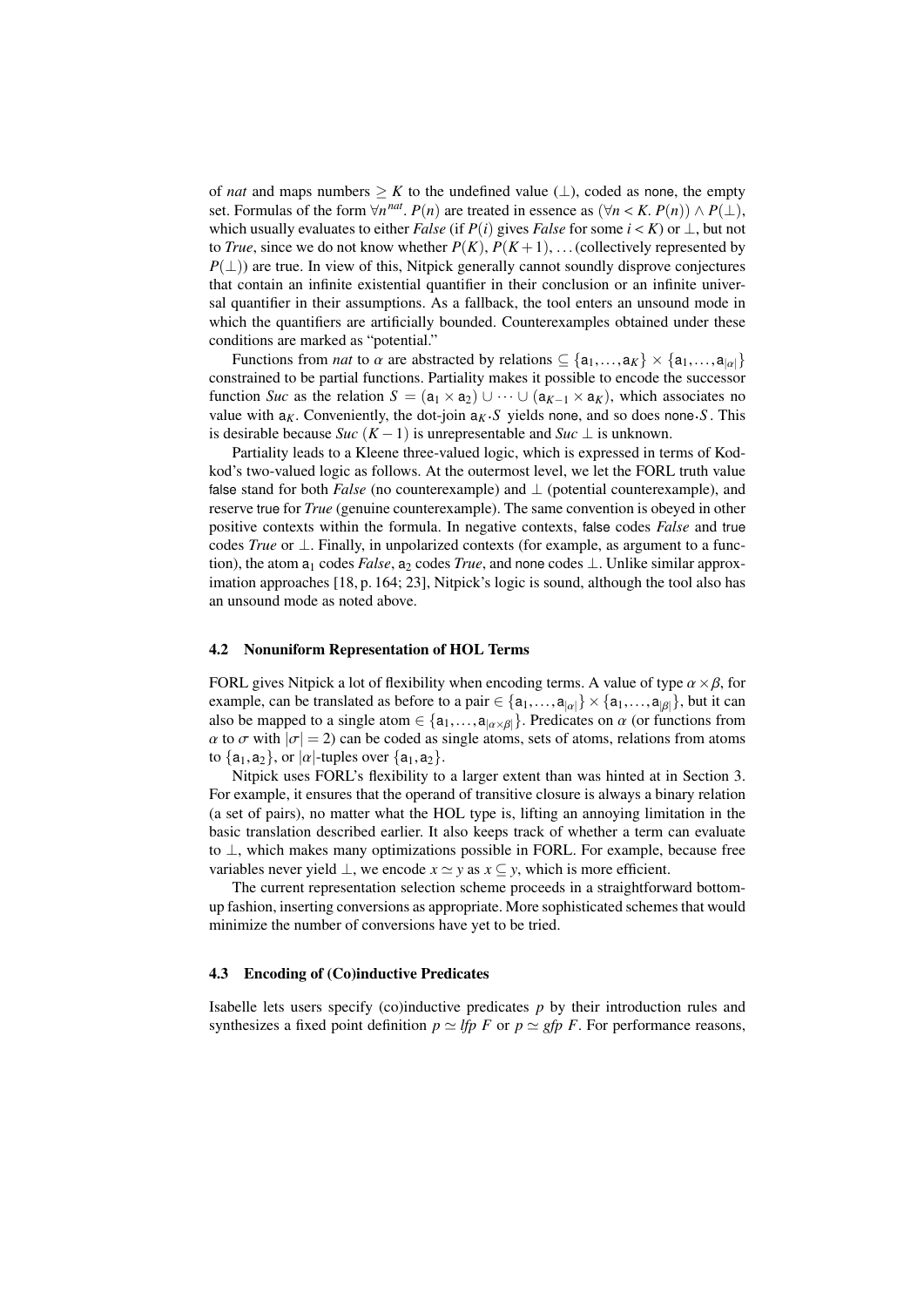of *nat* and maps numbers $\geq K$ to the undefined value ($\bot$), coded as none, the empty set. Formulas of the form $\forall n^{nat}.\ P(n)$ are treated in essence as $(\forall n < K.\ P(n)) \wedge P(\bot)$, which usually evaluates to either *False* (if $P(i)$ gives *False* for some $i < K$) or $\bot$, but not to *True*, since we do not know whether $P(K)$, $P(K+1)$, ... (collectively represented by $P(\bot)$) are true. In view of this, Nitpick generally cannot soundly disprove conjectures that contain an infinite existential quantifier in their conclusion or an infinite universal quantifier in their assumptions. As a fallback, the tool enters an unsound mode in which the quantifiers are artificially bounded. Counterexamples obtained under these conditions are marked as "potential."

Functions from *nat* to $\alpha$ are abstracted by relations $\subseteq \{\mathsf{a}_1, \ldots, \mathsf{a}_K\} \times \{\mathsf{a}_1, \ldots, \mathsf{a}_{|\alpha|}\}$ constrained to be partial functions. Partiality makes it possible to encode the successor function *Suc* as the relation $S = (\mathsf{a}_1 \times \mathsf{a}_2) \cup \cdots \cup (\mathsf{a}_{K-1} \times \mathsf{a}_K)$, which associates no value with $\mathsf{a}_K$. Conveniently, the dot-join $\mathsf{a}_K.S$ yields none, and so does none$.S$. This is desirable because *Suc* $(K-1)$ is unrepresentable and *Suc* $\bot$ is unknown.

Partiality leads to a Kleene three-valued logic, which is expressed in terms of Kodkod's two-valued logic as follows. At the outermost level, we let the FORL truth value false stand for both *False* (no counterexample) and $\bot$ (potential counterexample), and reserve true for *True* (genuine counterexample). The same convention is obeyed in other positive contexts within the formula. In negative contexts, false codes *False* and true codes *True* or $\bot$. Finally, in unpolarized contexts (for example, as argument to a function), the atom $\mathsf{a}_1$ codes *False*, $\mathsf{a}_2$ codes *True*, and none codes $\bot$. Unlike similar approximation approaches [18, p. 164; 23], Nitpick's logic is sound, although the tool also has an unsound mode as noted above.

### 4.2 Nonuniform Representation of HOL Terms

FORL gives Nitpick a lot of flexibility when encoding terms. A value of type $\alpha \times \beta$, for example, can be translated as before to a pair $\in \{\mathsf{a}_1, \ldots, \mathsf{a}_{|\alpha|}\} \times \{\mathsf{a}_1, \ldots, \mathsf{a}_{|\beta|}\}$, but it can also be mapped to a single atom $\in \{\mathsf{a}_1, \ldots, \mathsf{a}_{|\alpha \times \beta|}\}$. Predicates on $\alpha$ (or functions from $\alpha$ to $\sigma$ with $|\sigma| = 2$) can be coded as single atoms, sets of atoms, relations from atoms to $\{\mathsf{a}_1, \mathsf{a}_2\}$, or $|\alpha|$-tuples over $\{\mathsf{a}_1, \mathsf{a}_2\}$.

Nitpick uses FORL's flexibility to a larger extent than was hinted at in Section 3. For example, it ensures that the operand of transitive closure is always a binary relation (a set of pairs), no matter what the HOL type is, lifting an annoying limitation in the basic translation described earlier. It also keeps track of whether a term can evaluate to $\bot$, which makes many optimizations possible in FORL. For example, because free variables never yield $\bot$, we encode $x \simeq y$ as $x \subseteq y$, which is more efficient.

The current representation selection scheme proceeds in a straightforward bottom-up fashion, inserting conversions as appropriate. More sophisticated schemes that would minimize the number of conversions have yet to be tried.

### 4.3 Encoding of (Co)inductive Predicates

Isabelle lets users specify (co)inductive predicates $p$ by their introduction rules and synthesizes a fixed point definition $p \simeq \mathit{lfp}\ F$ or $p \simeq \mathit{gfp}\ F$. For performance reasons,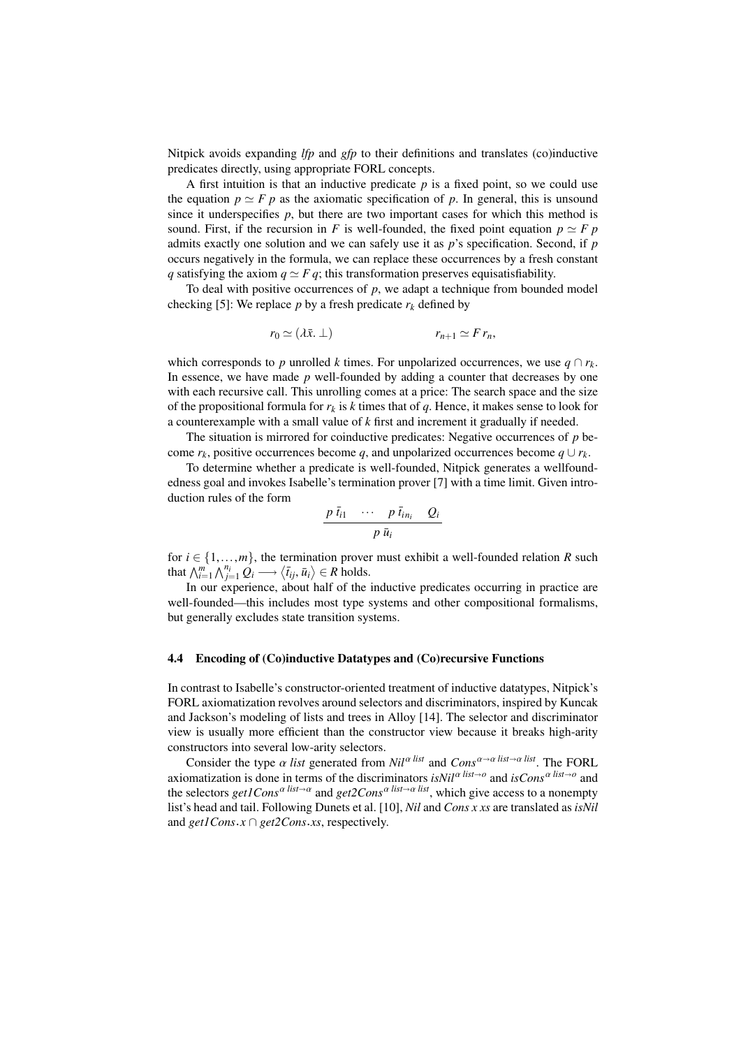Nitpick avoids expanding *lfp* and *gfp* to their definitions and translates (co)inductive predicates directly, using appropriate FORL concepts.

A first intuition is that an inductive predicate $p$ is a fixed point, so we could use the equation $p \simeq F\,p$ as the axiomatic specification of $p$. In general, this is unsound since it underspecifies $p$, but there are two important cases for which this method is sound. First, if the recursion in $F$ is well-founded, the fixed point equation $p \simeq F\,p$ admits exactly one solution and we can safely use it as $p$'s specification. Second, if $p$ occurs negatively in the formula, we can replace these occurrences by a fresh constant $q$ satisfying the axiom $q \simeq F\,q$; this transformation preserves equisatisfiability.

To deal with positive occurrences of $p$, we adapt a technique from bounded model checking [5]: We replace $p$ by a fresh predicate $r_k$ defined by

$$r_0 \simeq (\lambda\bar{x}.\,\bot) \qquad\qquad r_{n+1} \simeq F\,r_n,$$

which corresponds to $p$ unrolled $k$ times. For unpolarized occurrences, we use $q \cap r_k$. In essence, we have made $p$ well-founded by adding a counter that decreases by one with each recursive call. This unrolling comes at a price: The search space and the size of the propositional formula for $r_k$ is $k$ times that of $q$. Hence, it makes sense to look for a counterexample with a small value of $k$ first and increment it gradually if needed.

The situation is mirrored for coinductive predicates: Negative occurrences of $p$ become $r_k$, positive occurrences become $q$, and unpolarized occurrences become $q \cup r_k$.

To determine whether a predicate is well-founded, Nitpick generates a wellfoundedness goal and invokes Isabelle's termination prover [7] with a time limit. Given introduction rules of the form

$$\frac{p\;\bar{t}_{i1} \quad \cdots \quad p\;\bar{t}_{in_i} \quad Q_i}{p\;\bar{u}_i}$$

for $i \in \{1,\ldots,m\}$, the termination prover must exhibit a well-founded relation $R$ such that $\bigwedge_{i=1}^{m}\bigwedge_{j=1}^{n_i} Q_i \longrightarrow \langle \bar{t}_{ij}, \bar{u}_i \rangle \in R$ holds.

In our experience, about half of the inductive predicates occurring in practice are well-founded—this includes most type systems and other compositional formalisms, but generally excludes state transition systems.

### 4.4 Encoding of (Co)inductive Datatypes and (Co)recursive Functions

In contrast to Isabelle's constructor-oriented treatment of inductive datatypes, Nitpick's FORL axiomatization revolves around selectors and discriminators, inspired by Kuncak and Jackson's modeling of lists and trees in Alloy [14]. The selector and discriminator view is usually more efficient than the constructor view because it breaks high-arity constructors into several low-arity selectors.

Consider the type $\alpha$ *list* generated from $\mathit{Nil}^{\alpha\ \mathit{list}}$ and $\mathit{Cons}^{\alpha \to \alpha\ \mathit{list} \to \alpha\ \mathit{list}}$. The FORL axiomatization is done in terms of the discriminators $\mathit{isNil}^{\alpha\ \mathit{list} \to o}$ and $\mathit{isCons}^{\alpha\ \mathit{list} \to o}$ and the selectors $\mathit{get1Cons}^{\alpha\ \mathit{list} \to \alpha}$ and $\mathit{get2Cons}^{\alpha\ \mathit{list} \to \alpha\ \mathit{list}}$, which give access to a nonempty list's head and tail. Following Dunets et al. [10], *Nil* and *Cons x xs* are translated as *isNil* and $\mathit{get1Cons}.x \cap \mathit{get2Cons}.\mathit{xs}$, respectively.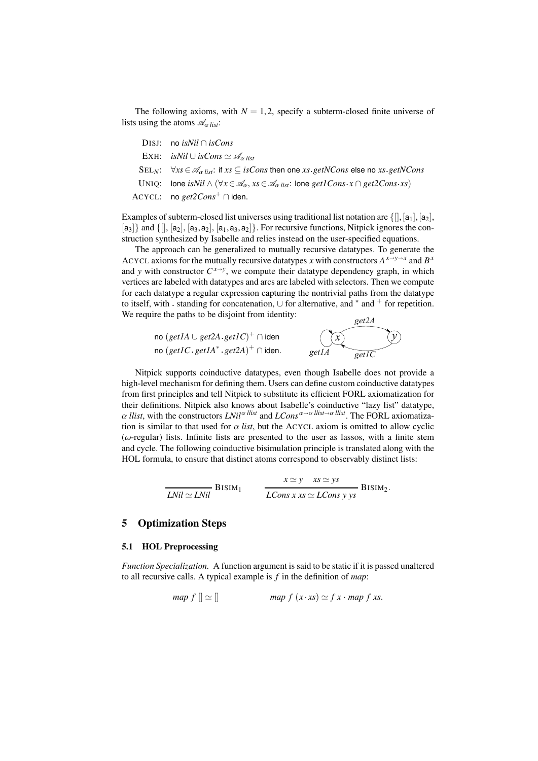The following axioms, with $N = 1, 2$, specify a subterm-closed finite universe of lists using the atoms $\mathscr{A}_{\alpha\ list}$:

DISJ: no $isNil \cap isCons$

EXH: $isNil \cup isCons \simeq \mathscr{A}_{\alpha\ list}$

SEL$_N$: $\forall xs \in \mathscr{A}_{\alpha\ list}$: if $xs \subseteq isCons$ then one $xs.getNCons$ else no $xs.getNCons$

UNIQ: lone $isNil \wedge (\forall x \in \mathscr{A}_{\alpha}, xs \in \mathscr{A}_{\alpha\ list}$: lone $get1Cons.x \cap get2Cons.xs)$

ACYCL: no $get2Cons^{+} \cap$ iden.

Examples of subterm-closed list universes using traditional list notation are $\{[], [a_1], [a_2], [a_3]\}$ and $\{[], [a_2], [a_3, a_2], [a_1, a_3, a_2]\}$. For recursive functions, Nitpick ignores the construction synthesized by Isabelle and relies instead on the user-specified equations.

The approach can be generalized to mutually recursive datatypes. To generate the ACYCL axioms for the mutually recursive datatypes $x$ with constructors $A^{x \to y \to x}$ and $B^{x}$ and $y$ with constructor $C^{x \to y}$, we compute their datatype dependency graph, in which vertices are labeled with datatypes and arcs are labeled with selectors. Then we compute for each datatype a regular expression capturing the nontrivial paths from the datatype to itself, with . standing for concatenation, $\cup$ for alternative, and $^{*}$ and $^{+}$ for repetition. We require the paths to be disjoint from identity:

no $(get1A \cup get2A.get1C)^{+} \cap$ iden

no $(get1C.get1A^{*}.get2A)^{+} \cap$ iden.

Nitpick supports coinductive datatypes, even though Isabelle does not provide a high-level mechanism for defining them. Users can define custom coinductive datatypes from first principles and tell Nitpick to substitute its efficient FORL axiomatization for their definitions. Nitpick also knows about Isabelle's coinductive "lazy list" datatype, $\alpha\ llist$, with the constructors $LNil^{\alpha\ llist}$ and $LCons^{\alpha \to \alpha\ llist \to \alpha\ llist}$. The FORL axiomatization is similar to that used for $\alpha\ list$, but the ACYCL axiom is omitted to allow cyclic ($\omega$-regular) lists. Infinite lists are presented to the user as lassos, with a finite stem and cycle. The following coinductive bisimulation principle is translated along with the HOL formula, to ensure that distinct atoms correspond to observably distinct lists:

$$\frac{}{LNil \simeq LNil}\ \text{BISIM}_1 \qquad \frac{x \simeq y \quad xs \simeq ys}{LCons\ x\ xs \simeq LCons\ y\ ys}\ \text{BISIM}_2.$$

## 5 Optimization Steps

### 5.1 HOL Preprocessing

*Function Specialization.* A function argument is said to be static if it is passed unaltered to all recursive calls. A typical example is $f$ in the definition of $map$:

$$map\ f\ [] \simeq [] \qquad\qquad map\ f\ (x \cdot xs) \simeq f\ x \cdot map\ f\ xs.$$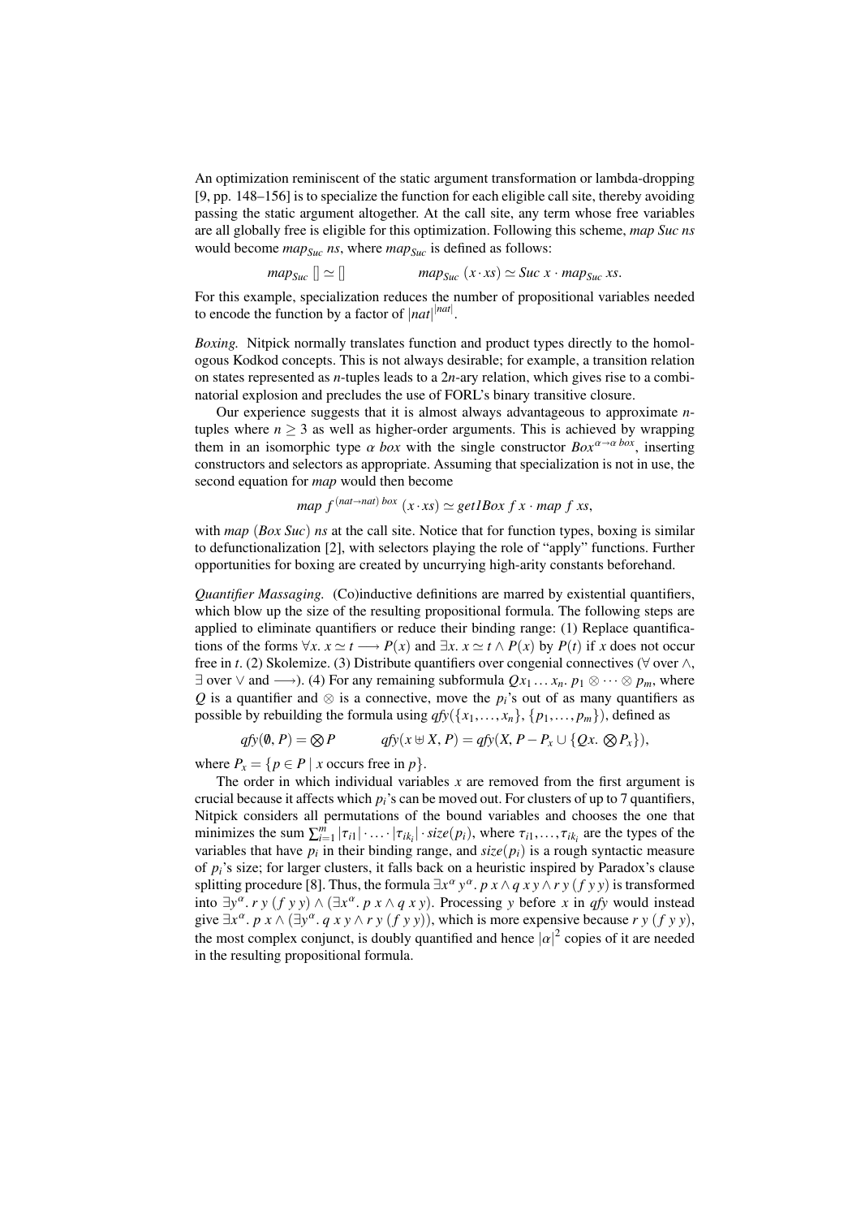An optimization reminiscent of the static argument transformation or lambda-dropping [9, pp. 148–156] is to specialize the function for each eligible call site, thereby avoiding passing the static argument altogether. At the call site, any term whose free variables are all globally free is eligible for this optimization. Following this scheme, *map Suc ns* would become $map_{Suc}\ ns$, where $map_{Suc}$ is defined as follows:

$$map_{Suc}\ [] \simeq [] \qquad\qquad map_{Suc}\ (x \cdot xs) \simeq Suc\ x \cdot map_{Suc}\ xs.$$

For this example, specialization reduces the number of propositional variables needed to encode the function by a factor of $|nat|^{|nat|}$.

*Boxing.* Nitpick normally translates function and product types directly to the homologous Kodkod concepts. This is not always desirable; for example, a transition relation on states represented as $n$-tuples leads to a $2n$-ary relation, which gives rise to a combinatorial explosion and precludes the use of FORL's binary transitive closure.

Our experience suggests that it is almost always advantageous to approximate $n$-tuples where $n \geq 3$ as well as higher-order arguments. This is achieved by wrapping them in an isomorphic type $\alpha\ box$ with the single constructor $Box^{\alpha \to \alpha\ box}$, inserting constructors and selectors as appropriate. Assuming that specialization is not in use, the second equation for *map* would then become

$$map\ f^{(nat \to nat)\ box}\ (x \cdot xs) \simeq get1Box\ f\ x \cdot map\ f\ xs,$$

with *map* (*Box Suc*) *ns* at the call site. Notice that for function types, boxing is similar to defunctionalization [2], with selectors playing the role of "apply" functions. Further opportunities for boxing are created by uncurrying high-arity constants beforehand.

*Quantifier Massaging.* (Co)inductive definitions are marred by existential quantifiers, which blow up the size of the resulting propositional formula. The following steps are applied to eliminate quantifiers or reduce their binding range: (1) Replace quantifications of the forms $\forall x.\ x \simeq t \longrightarrow P(x)$ and $\exists x.\ x \simeq t \wedge P(x)$ by $P(t)$ if $x$ does not occur free in $t$. (2) Skolemize. (3) Distribute quantifiers over congenial connectives ($\forall$ over $\wedge$, $\exists$ over $\vee$ and $\longrightarrow$). (4) For any remaining subformula $Qx_1 \ldots x_n.\ p_1 \otimes \cdots \otimes p_m$, where $Q$ is a quantifier and $\otimes$ is a connective, move the $p_i$'s out of as many quantifiers as possible by rebuilding the formula using $qfy(\{x_1, \ldots, x_n\}, \{p_1, \ldots, p_m\})$, defined as

$$qfy(\emptyset, P) = \bigotimes P \qquad\qquad qfy(x \uplus X, P) = qfy(X, P - P_x \cup \{Qx.\ \bigotimes P_x\}),$$

where $P_x = \{p \in P \mid x \text{ occurs free in } p\}$.

The order in which individual variables $x$ are removed from the first argument is crucial because it affects which $p_i$'s can be moved out. For clusters of up to 7 quantifiers, Nitpick considers all permutations of the bound variables and chooses the one that minimizes the sum $\sum_{i=1}^{m} |\tau_{i1}| \cdot \ldots \cdot |\tau_{ik_i}| \cdot size(p_i)$, where $\tau_{i1}, \ldots, \tau_{ik_i}$ are the types of the variables that have $p_i$ in their binding range, and $size(p_i)$ is a rough syntactic measure of $p_i$'s size; for larger clusters, it falls back on a heuristic inspired by Paradox's clause splitting procedure [8]. Thus, the formula $\exists x^\alpha\ y^\alpha.\ p\ x \wedge q\ x\ y \wedge r\ y\ (f\ y\ y)$ is transformed into $\exists y^\alpha.\ r\ y\ (f\ y\ y) \wedge (\exists x^\alpha.\ p\ x \wedge q\ x\ y)$. Processing $y$ before $x$ in *qfy* would instead give $\exists x^\alpha.\ p\ x \wedge (\exists y^\alpha.\ q\ x\ y \wedge r\ y\ (f\ y\ y))$, which is more expensive because $r\ y\ (f\ y\ y)$, the most complex conjunct, is doubly quantified and hence $|\alpha|^2$ copies of it are needed in the resulting propositional formula.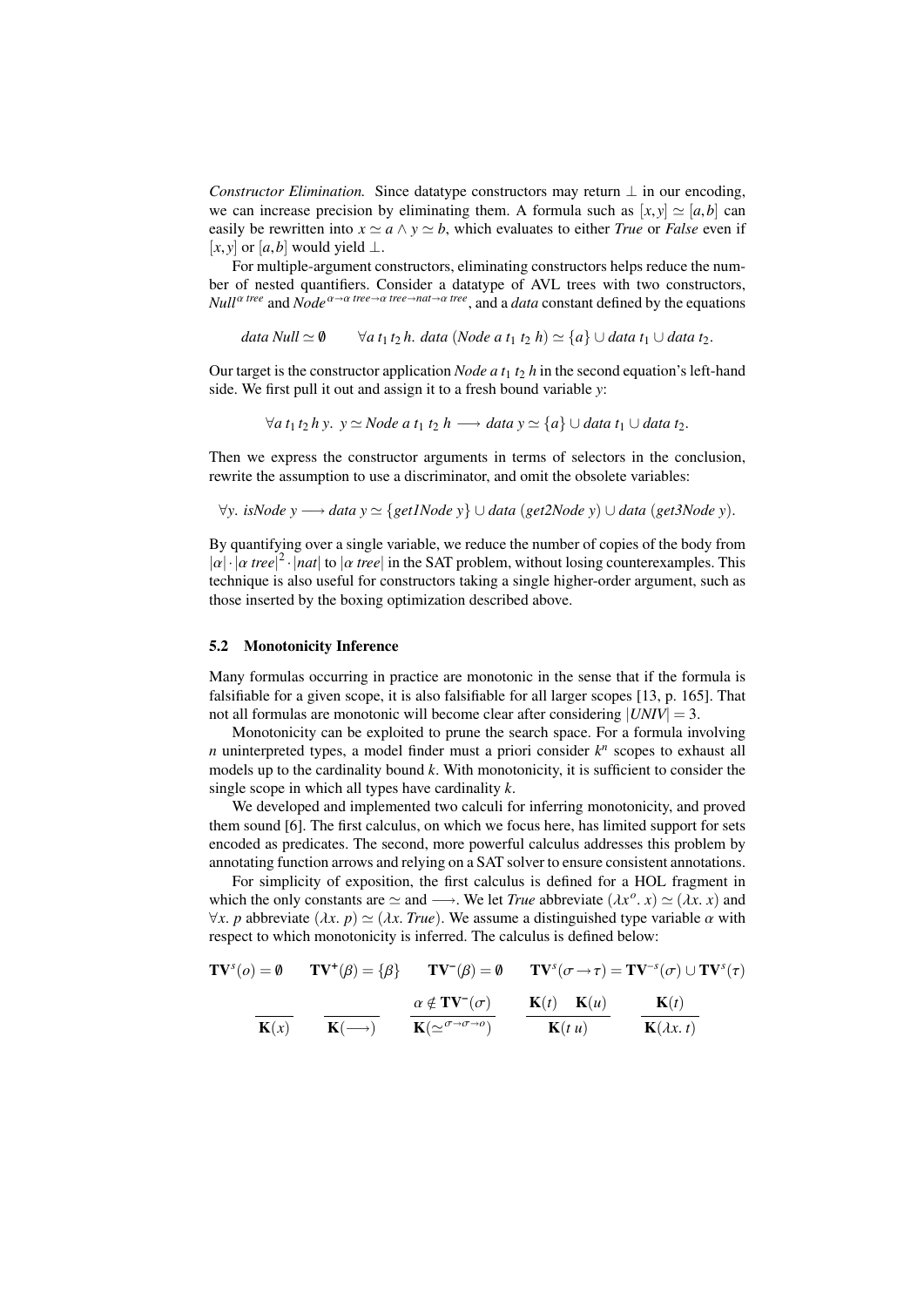*Constructor Elimination.* Since datatype constructors may return $\bot$ in our encoding, we can increase precision by eliminating them. A formula such as $[x,y] \simeq [a,b]$ can easily be rewritten into $x \simeq a \wedge y \simeq b$, which evaluates to either *True* or *False* even if $[x,y]$ or $[a,b]$ would yield $\bot$.

For multiple-argument constructors, eliminating constructors helps reduce the number of nested quantifiers. Consider a datatype of AVL trees with two constructors, $\mathit{Null}^{\alpha\ tree}$ and $\mathit{Node}^{\alpha \to \alpha\ tree \to \alpha\ tree \to nat \to \alpha\ tree}$, and a *data* constant defined by the equations

$$\mathit{data}\ \mathit{Null} \simeq \emptyset \qquad \forall a\, t_1\, t_2\, h.\ \mathit{data}\ (\mathit{Node}\ a\ t_1\ t_2\ h) \simeq \{a\} \cup \mathit{data}\ t_1 \cup \mathit{data}\ t_2.$$

Our target is the constructor application $\mathit{Node}\ a\ t_1\ t_2\ h$ in the second equation's left-hand side. We first pull it out and assign it to a fresh bound variable $y$:

$$\forall a\, t_1\, t_2\, h\, y.\ y \simeq \mathit{Node}\ a\ t_1\ t_2\ h \longrightarrow \mathit{data}\ y \simeq \{a\} \cup \mathit{data}\ t_1 \cup \mathit{data}\ t_2.$$

Then we express the constructor arguments in terms of selectors in the conclusion, rewrite the assumption to use a discriminator, and omit the obsolete variables:

$$\forall y.\ \mathit{isNode}\ y \longrightarrow \mathit{data}\ y \simeq \{\mathit{get1Node}\ y\} \cup \mathit{data}\ (\mathit{get2Node}\ y) \cup \mathit{data}\ (\mathit{get3Node}\ y).$$

By quantifying over a single variable, we reduce the number of copies of the body from $|\alpha| \cdot |\alpha\ tree|^2 \cdot |nat|$ to $|\alpha\ tree|$ in the SAT problem, without losing counterexamples. This technique is also useful for constructors taking a single higher-order argument, such as those inserted by the boxing optimization described above.

### 5.2 Monotonicity Inference

Many formulas occurring in practice are monotonic in the sense that if the formula is falsifiable for a given scope, it is also falsifiable for all larger scopes [13, p. 165]. That not all formulas are monotonic will become clear after considering $|\mathit{UNIV}| = 3$.

Monotonicity can be exploited to prune the search space. For a formula involving $n$ uninterpreted types, a model finder must a priori consider $k^n$ scopes to exhaust all models up to the cardinality bound $k$. With monotonicity, it is sufficient to consider the single scope in which all types have cardinality $k$.

We developed and implemented two calculi for inferring monotonicity, and proved them sound [6]. The first calculus, on which we focus here, has limited support for sets encoded as predicates. The second, more powerful calculus addresses this problem by annotating function arrows and relying on a SAT solver to ensure consistent annotations.

For simplicity of exposition, the first calculus is defined for a HOL fragment in which the only constants are $\simeq$ and $\longrightarrow$. We let *True* abbreviate $(\lambda x^o.\ x) \simeq (\lambda x.\ x)$ and $\forall x.\ p$ abbreviate $(\lambda x.\ p) \simeq (\lambda x.\ \mathit{True})$. We assume a distinguished type variable $\alpha$ with respect to which monotonicity is inferred. The calculus is defined below:

$$\mathbf{TV}^s(o) = \emptyset \qquad \mathbf{TV}^+(\beta) = \{\beta\} \qquad \mathbf{TV}^-(\beta) = \emptyset \qquad \mathbf{TV}^s(\sigma \to \tau) = \mathbf{TV}^{\sim s}(\sigma) \cup \mathbf{TV}^s(\tau)$$

$$\frac{}{\mathbf{K}(x)} \qquad \frac{}{\mathbf{K}(\longrightarrow)} \qquad \frac{\alpha \notin \mathbf{TV}^-(\sigma)}{\mathbf{K}(\simeq^{\sigma \to \sigma \to o})} \qquad \frac{\mathbf{K}(t) \quad \mathbf{K}(u)}{\mathbf{K}(t\ u)} \qquad \frac{\mathbf{K}(t)}{\mathbf{K}(\lambda x.\ t)}$$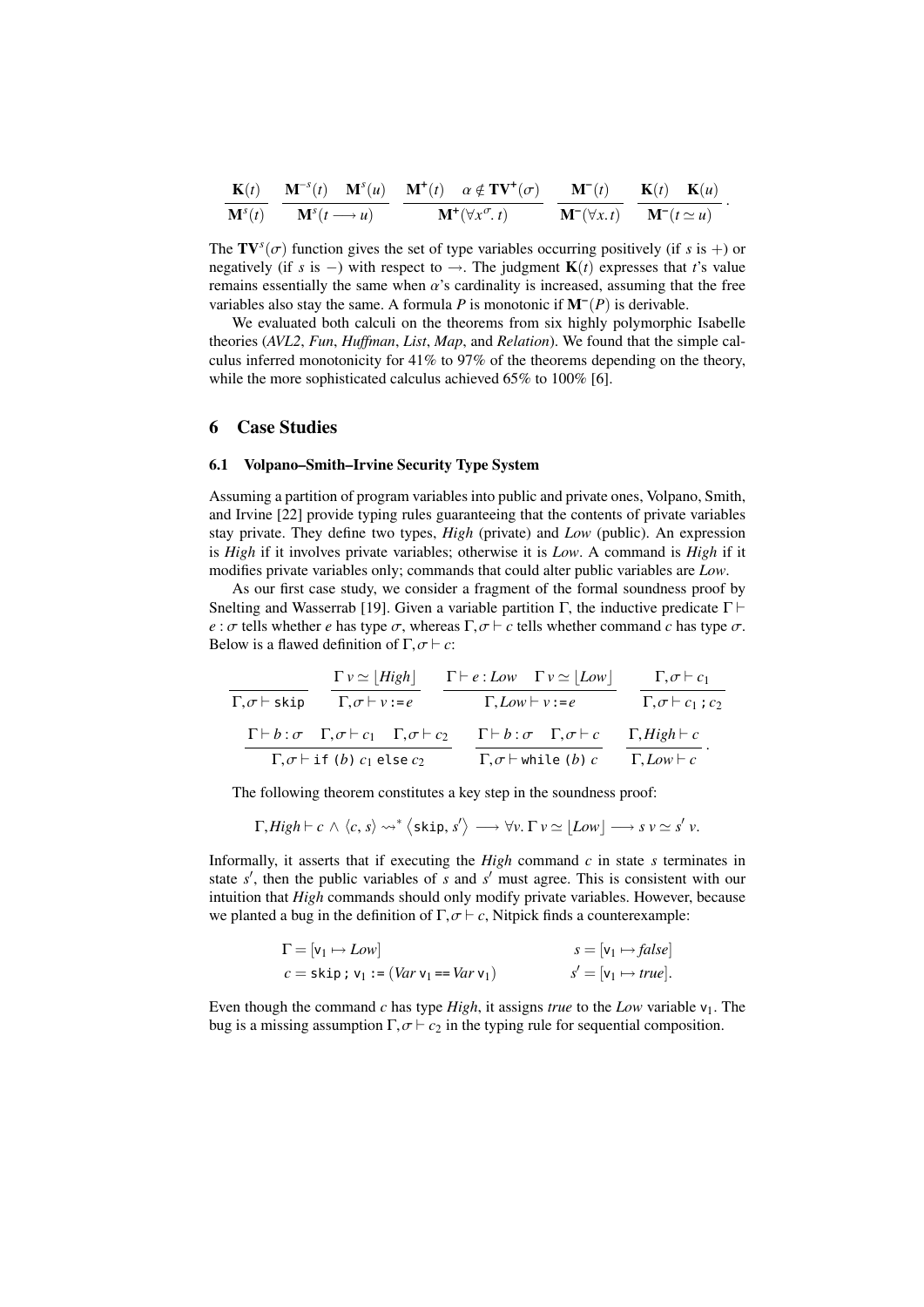$$\frac{\mathbf{K}(t)}{\mathbf{M}^{s}(t)} \quad \frac{\mathbf{M}^{-s}(t) \quad \mathbf{M}^{s}(u)}{\mathbf{M}^{s}(t \longrightarrow u)} \quad \frac{\mathbf{M}^{+}(t) \quad \alpha \notin \mathbf{TV}^{+}(\sigma)}{\mathbf{M}^{+}(\forall x^{\sigma}.\, t)} \quad \frac{\mathbf{M}^{-}(t)}{\mathbf{M}^{-}(\forall x.\, t)} \quad \frac{\mathbf{K}(t) \quad \mathbf{K}(u)}{\mathbf{M}^{-}(t \simeq u)}.$$

The $\mathbf{TV}^{s}(\sigma)$ function gives the set of type variables occurring positively (if $s$ is $+$) or negatively (if $s$ is $-$) with respect to $\rightarrow$. The judgment $\mathbf{K}(t)$ expresses that $t$'s value remains essentially the same when $\alpha$'s cardinality is increased, assuming that the free variables also stay the same. A formula $P$ is monotonic if $\mathbf{M}^{-}(P)$ is derivable.

We evaluated both calculi on the theorems from six highly polymorphic Isabelle theories (*AVL2*, *Fun*, *Huffman*, *List*, *Map*, and *Relation*). We found that the simple calculus inferred monotonicity for 41% to 97% of the theorems depending on the theory, while the more sophisticated calculus achieved 65% to 100% [6].

## 6 Case Studies

### 6.1 Volpano–Smith–Irvine Security Type System

Assuming a partition of program variables into public and private ones, Volpano, Smith, and Irvine [22] provide typing rules guaranteeing that the contents of private variables stay private. They define two types, *High* (private) and *Low* (public). An expression is *High* if it involves private variables; otherwise it is *Low*. A command is *High* if it modifies private variables only; commands that could alter public variables are *Low*.

As our first case study, we consider a fragment of the formal soundness proof by Snelting and Wasserrab [19]. Given a variable partition $\Gamma$, the inductive predicate $\Gamma \vdash e : \sigma$ tells whether $e$ has type $\sigma$, whereas $\Gamma, \sigma \vdash c$ tells whether command $c$ has type $\sigma$. Below is a flawed definition of $\Gamma, \sigma \vdash c$:

$$\frac{}{\Gamma, \sigma \vdash \mathtt{skip}} \quad \frac{\Gamma\, v \simeq \lfloor High \rfloor}{\Gamma, \sigma \vdash v \mathtt{:=} e} \quad \frac{\Gamma \vdash e : Low \quad \Gamma\, v \simeq \lfloor Low \rfloor}{\Gamma, Low \vdash v \mathtt{:=} e} \quad \frac{\Gamma, \sigma \vdash c_1}{\Gamma, \sigma \vdash c_1 \mathtt{;}\, c_2}$$

$$\frac{\Gamma \vdash b : \sigma \quad \Gamma, \sigma \vdash c_1 \quad \Gamma, \sigma \vdash c_2}{\Gamma, \sigma \vdash \mathtt{if}\ (b)\ c_1\ \mathtt{else}\ c_2} \quad \frac{\Gamma \vdash b : \sigma \quad \Gamma, \sigma \vdash c}{\Gamma, \sigma \vdash \mathtt{while}\ (b)\ c} \quad \frac{\Gamma, High \vdash c}{\Gamma, Low \vdash c}.$$

The following theorem constitutes a key step in the soundness proof:

$$\Gamma, High \vdash c \,\wedge\, \langle c,\, s\rangle \rightsquigarrow^{*} \langle \mathtt{skip},\, s' \rangle \longrightarrow \forall v.\, \Gamma\, v \simeq \lfloor Low \rfloor \longrightarrow s\, v \simeq s'\, v.$$

Informally, it asserts that if executing the *High* command $c$ in state $s$ terminates in state $s'$, then the public variables of $s$ and $s'$ must agree. This is consistent with our intuition that *High* commands should only modify private variables. However, because we planted a bug in the definition of $\Gamma, \sigma \vdash c$, Nitpick finds a counterexample:

$$\Gamma = [\mathsf{v}_1 \mapsto Low] \qquad\qquad s = [\mathsf{v}_1 \mapsto \mathit{false}]$$

$$c = \mathtt{skip}\,\mathtt{;}\ \mathsf{v}_1 \mathtt{:=} (Var\ \mathsf{v}_1 \mathtt{==} Var\ \mathsf{v}_1) \qquad\qquad s' = [\mathsf{v}_1 \mapsto \mathit{true}].$$

Even though the command $c$ has type *High*, it assigns *true* to the *Low* variable $\mathsf{v}_1$. The bug is a missing assumption $\Gamma, \sigma \vdash c_2$ in the typing rule for sequential composition.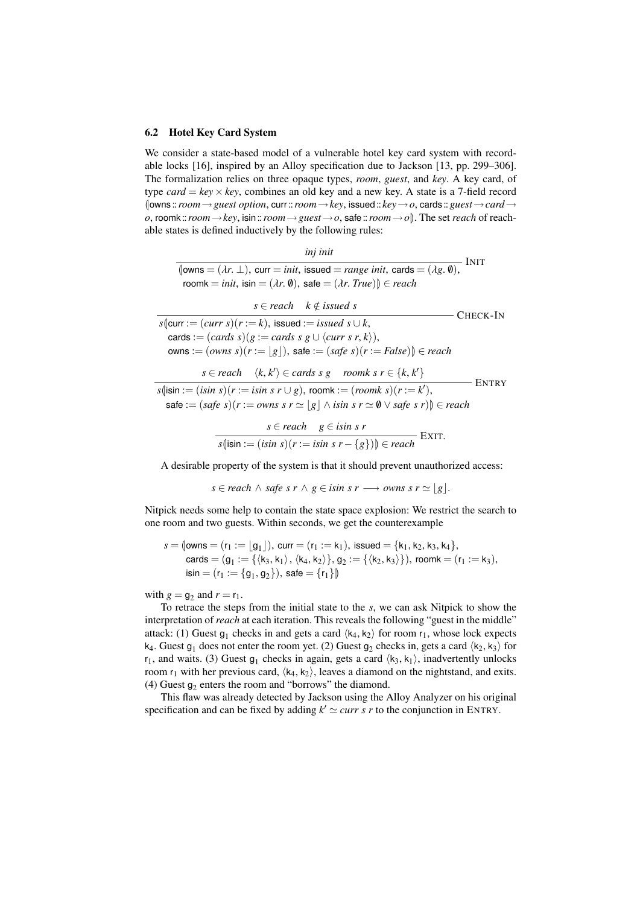### 6.2 Hotel Key Card System

We consider a state-based model of a vulnerable hotel key card system with recordable locks [16], inspired by an Alloy specification due to Jackson [13, pp. 299–306]. The formalization relies on three opaque types, *room*, *guest*, and *key*. A key card, of type $card = key \times key$, combines an old key and a new key. A state is a 7-field record $(\!|\mathsf{owns} :: room \to guest\ option,\ \mathsf{curr} :: room \to key,\ \mathsf{issued} :: key \to o,\ \mathsf{cards} :: guest \to card \to o,\ \mathsf{roomk} :: room \to key,\ \mathsf{isin} :: room \to guest \to o,\ \mathsf{safe} :: room \to o|\!)$. The set *reach* of reachable states is defined inductively by the following rules:

$$\frac{inj\ init}{(\!|\mathsf{owns} = (\lambda r.\ \bot),\ \mathsf{curr} = init,\ \mathsf{issued} = range\ init,\ \mathsf{cards} = (\lambda g.\ \emptyset),\ \mathsf{roomk} = init,\ \mathsf{isin} = (\lambda r.\ \emptyset),\ \mathsf{safe} = (\lambda r.\ True)|\!) \in reach}\ \textsc{Init}$$

$$\frac{s \in reach \quad k \notin issued\ s}{s(\!|\mathsf{curr} := (curr\ s)(r := k),\ \mathsf{issued} := issued\ s \cup k,\ \mathsf{cards} := (cards\ s)(g := cards\ s\ g \cup \langle curr\ s\ r, k\rangle),\ \mathsf{owns} := (owns\ s)(r := \lfloor g \rfloor),\ \mathsf{safe} := (safe\ s)(r := False)|\!) \in reach}\ \textsc{Check-In}$$

$$\frac{s \in reach \quad \langle k, k'\rangle \in cards\ s\ g \quad roomk\ s\ r \in \{k, k'\}}{s(\!|\mathsf{isin} := (isin\ s)(r := isin\ s\ r \cup g),\ \mathsf{roomk} := (roomk\ s)(r := k'),\ \mathsf{safe} := (safe\ s)(r := owns\ s\ r \simeq \lfloor g \rfloor \wedge isin\ s\ r \simeq \emptyset \vee safe\ s\ r)|\!) \in reach}\ \textsc{Entry}$$

$$\frac{s \in reach \quad g \in isin\ s\ r}{s(\!|\mathsf{isin} := (isin\ s)(r := isin\ s\ r - \{g\})|\!) \in reach}\ \textsc{Exit}.$$

A desirable property of the system is that it should prevent unauthorized access:

$$s \in reach \wedge safe\ s\ r \wedge g \in isin\ s\ r \longrightarrow owns\ s\ r \simeq \lfloor g \rfloor.$$

Nitpick needs some help to contain the state space explosion: We restrict the search to one room and two guests. Within seconds, we get the counterexample

$$\begin{aligned} s = (\!|&\mathsf{owns} = (\mathsf{r}_1 := \lfloor \mathsf{g}_1 \rfloor),\ \mathsf{curr} = (\mathsf{r}_1 := \mathsf{k}_1),\ \mathsf{issued} = \{\mathsf{k}_1, \mathsf{k}_2, \mathsf{k}_3, \mathsf{k}_4\},\\ &\mathsf{cards} = (\mathsf{g}_1 := \{\langle \mathsf{k}_3, \mathsf{k}_1\rangle, \langle \mathsf{k}_4, \mathsf{k}_2\rangle\}, \mathsf{g}_2 := \{\langle \mathsf{k}_2, \mathsf{k}_3\rangle\}),\ \mathsf{roomk} = (\mathsf{r}_1 := \mathsf{k}_3),\\ &\mathsf{isin} = (\mathsf{r}_1 := \{\mathsf{g}_1, \mathsf{g}_2\}),\ \mathsf{safe} = \{\mathsf{r}_1\}|\!) \end{aligned}$$

with $g = \mathsf{g}_2$ and $r = \mathsf{r}_1$.

To retrace the steps from the initial state to the *s*, we can ask Nitpick to show the interpretation of *reach* at each iteration. This reveals the following "guest in the middle" attack: (1) Guest $\mathsf{g}_1$ checks in and gets a card $\langle \mathsf{k}_4, \mathsf{k}_2\rangle$ for room $\mathsf{r}_1$, whose lock expects $\mathsf{k}_4$. Guest $\mathsf{g}_1$ does not enter the room yet. (2) Guest $\mathsf{g}_2$ checks in, gets a card $\langle \mathsf{k}_2, \mathsf{k}_3\rangle$ for $\mathsf{r}_1$, and waits. (3) Guest $\mathsf{g}_1$ checks in again, gets a card $\langle \mathsf{k}_3, \mathsf{k}_1\rangle$, inadvertently unlocks room $\mathsf{r}_1$ with her previous card, $\langle \mathsf{k}_4, \mathsf{k}_2\rangle$, leaves a diamond on the nightstand, and exits. (4) Guest $\mathsf{g}_2$ enters the room and "borrows" the diamond.

This flaw was already detected by Jackson using the Alloy Analyzer on his original specification and can be fixed by adding $k' \simeq curr\ s\ r$ to the conjunction in Entry.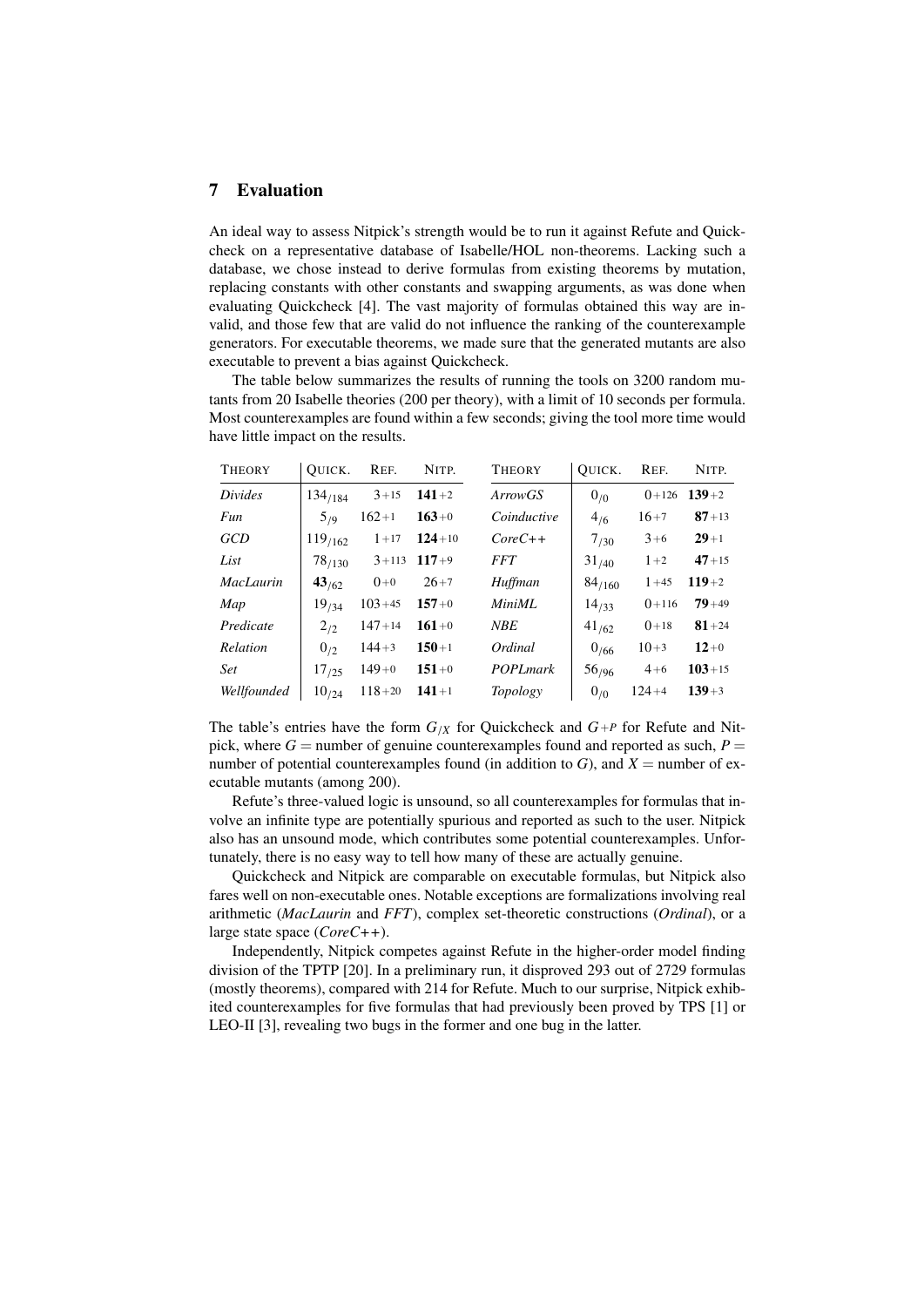## 7 Evaluation

An ideal way to assess Nitpick's strength would be to run it against Refute and Quickcheck on a representative database of Isabelle/HOL non-theorems. Lacking such a database, we chose instead to derive formulas from existing theorems by mutation, replacing constants with other constants and swapping arguments, as was done when evaluating Quickcheck [4]. The vast majority of formulas obtained this way are invalid, and those few that are valid do not influence the ranking of the counterexample generators. For executable theorems, we made sure that the generated mutants are also executable to prevent a bias against Quickcheck.

The table below summarizes the results of running the tools on 3200 random mutants from 20 Isabelle theories (200 per theory), with a limit of 10 seconds per formula. Most counterexamples are found within a few seconds; giving the tool more time would have little impact on the results.

| THEORY | QUICK. | REF. | NITP. | THEORY | QUICK. | REF. | NITP. |
|---|---|---|---|---|---|---|---|
| *Divides* | $134_{/184}$ | 3+15 | **141**+2 | *ArrowGS* | $0_{/0}$ | 0+126 | **139**+2 |
| *Fun* | $5_{/9}$ | 162+1 | **163**+0 | *Coinductive* | $4_{/6}$ | 16+7 | **87**+13 |
| *GCD* | $119_{/162}$ | 1+17 | **124**+10 | *CoreC++* | $7_{/30}$ | 3+6 | **29**+1 |
| *List* | $78_{/130}$ | 3+113 | **117**+9 | *FFT* | $31_{/40}$ | 1+2 | **47**+15 |
| *MacLaurin* | $\mathbf{43}_{/62}$ | 0+0 | 26+7 | *Huffman* | $84_{/160}$ | 1+45 | **119**+2 |
| *Map* | $19_{/34}$ | 103+45 | **157**+0 | *MiniML* | $14_{/33}$ | 0+116 | **79**+49 |
| *Predicate* | $2_{/2}$ | 147+14 | **161**+0 | *NBE* | $41_{/62}$ | 0+18 | **81**+24 |
| *Relation* | $0_{/2}$ | 144+3 | **150**+1 | *Ordinal* | $0_{/66}$ | 10+3 | **12**+0 |
| *Set* | $17_{/25}$ | 149+0 | **151**+0 | *POPLmark* | $56_{/96}$ | 4+6 | **103**+15 |
| *Wellfounded* | $10_{/24}$ | 118+20 | **141**+1 | *Topology* | $0_{/0}$ | 124+4 | **139**+3 |

The table's entries have the form $G_{/X}$ for Quickcheck and $G{+}P$ for Refute and Nitpick, where $G$ = number of genuine counterexamples found and reported as such, $P$ = number of potential counterexamples found (in addition to $G$), and $X$ = number of executable mutants (among 200).

Refute's three-valued logic is unsound, so all counterexamples for formulas that involve an infinite type are potentially spurious and reported as such to the user. Nitpick also has an unsound mode, which contributes some potential counterexamples. Unfortunately, there is no easy way to tell how many of these are actually genuine.

Quickcheck and Nitpick are comparable on executable formulas, but Nitpick also fares well on non-executable ones. Notable exceptions are formalizations involving real arithmetic (*MacLaurin* and *FFT*), complex set-theoretic constructions (*Ordinal*), or a large state space (*CoreC++*).

Independently, Nitpick competes against Refute in the higher-order model finding division of the TPTP [20]. In a preliminary run, it disproved 293 out of 2729 formulas (mostly theorems), compared with 214 for Refute. Much to our surprise, Nitpick exhibited counterexamples for five formulas that had previously been proved by TPS [1] or LEO-II [3], revealing two bugs in the former and one bug in the latter.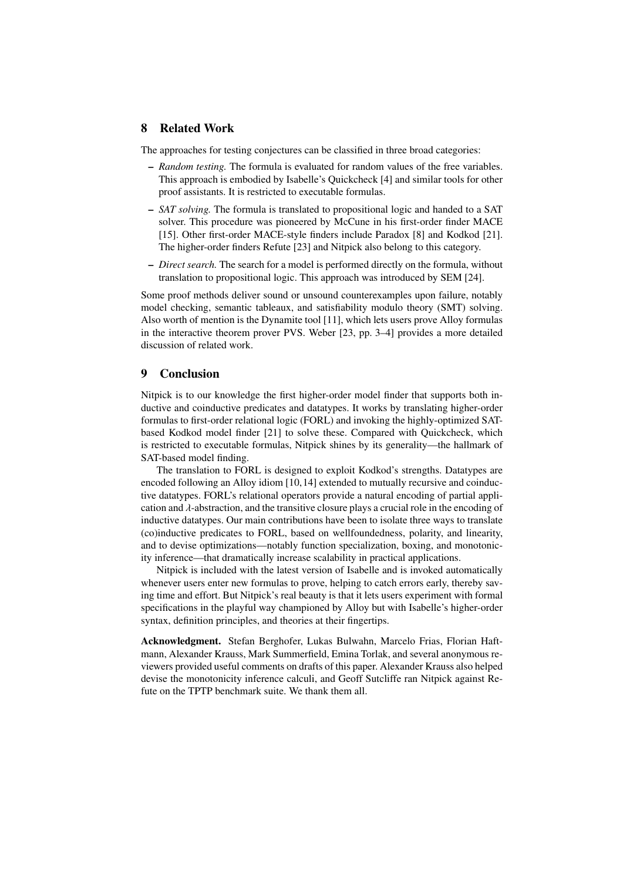## 8 Related Work

The approaches for testing conjectures can be classified in three broad categories:

- *Random testing.* The formula is evaluated for random values of the free variables. This approach is embodied by Isabelle's Quickcheck [4] and similar tools for other proof assistants. It is restricted to executable formulas.
- *SAT solving.* The formula is translated to propositional logic and handed to a SAT solver. This procedure was pioneered by McCune in his first-order finder MACE [15]. Other first-order MACE-style finders include Paradox [8] and Kodkod [21]. The higher-order finders Refute [23] and Nitpick also belong to this category.
- *Direct search.* The search for a model is performed directly on the formula, without translation to propositional logic. This approach was introduced by SEM [24].

Some proof methods deliver sound or unsound counterexamples upon failure, notably model checking, semantic tableaux, and satisfiability modulo theory (SMT) solving. Also worth of mention is the Dynamite tool [11], which lets users prove Alloy formulas in the interactive theorem prover PVS. Weber [23, pp. 3–4] provides a more detailed discussion of related work.

## 9 Conclusion

Nitpick is to our knowledge the first higher-order model finder that supports both inductive and coinductive predicates and datatypes. It works by translating higher-order formulas to first-order relational logic (FORL) and invoking the highly-optimized SAT-based Kodkod model finder [21] to solve these. Compared with Quickcheck, which is restricted to executable formulas, Nitpick shines by its generality—the hallmark of SAT-based model finding.

The translation to FORL is designed to exploit Kodkod's strengths. Datatypes are encoded following an Alloy idiom [10,14] extended to mutually recursive and coinductive datatypes. FORL's relational operators provide a natural encoding of partial application and $\lambda$-abstraction, and the transitive closure plays a crucial role in the encoding of inductive datatypes. Our main contributions have been to isolate three ways to translate (co)inductive predicates to FORL, based on wellfoundedness, polarity, and linearity, and to devise optimizations—notably function specialization, boxing, and monotonicity inference—that dramatically increase scalability in practical applications.

Nitpick is included with the latest version of Isabelle and is invoked automatically whenever users enter new formulas to prove, helping to catch errors early, thereby saving time and effort. But Nitpick's real beauty is that it lets users experiment with formal specifications in the playful way championed by Alloy but with Isabelle's higher-order syntax, definition principles, and theories at their fingertips.

**Acknowledgment.** Stefan Berghofer, Lukas Bulwahn, Marcelo Frias, Florian Haftmann, Alexander Krauss, Mark Summerfield, Emina Torlak, and several anonymous reviewers provided useful comments on drafts of this paper. Alexander Krauss also helped devise the monotonicity inference calculi, and Geoff Sutcliffe ran Nitpick against Refute on the TPTP benchmark suite. We thank them all.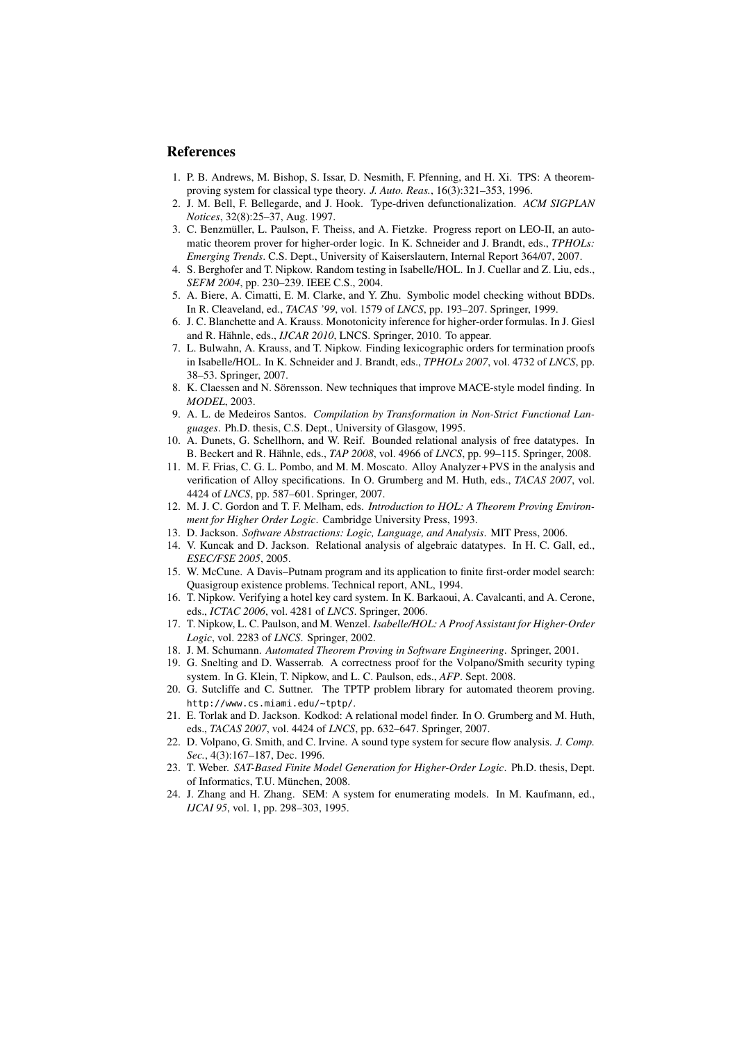## References

1. P. B. Andrews, M. Bishop, S. Issar, D. Nesmith, F. Pfenning, and H. Xi. TPS: A theorem-proving system for classical type theory. *J. Auto. Reas.*, 16(3):321–353, 1996.
2. J. M. Bell, F. Bellegarde, and J. Hook. Type-driven defunctionalization. *ACM SIGPLAN Notices*, 32(8):25–37, Aug. 1997.
3. C. Benzmüller, L. Paulson, F. Theiss, and A. Fietzke. Progress report on LEO-II, an automatic theorem prover for higher-order logic. In K. Schneider and J. Brandt, eds., *TPHOLs: Emerging Trends*. C.S. Dept., University of Kaiserslautern, Internal Report 364/07, 2007.
4. S. Berghofer and T. Nipkow. Random testing in Isabelle/HOL. In J. Cuellar and Z. Liu, eds., *SEFM 2004*, pp. 230–239. IEEE C.S., 2004.
5. A. Biere, A. Cimatti, E. M. Clarke, and Y. Zhu. Symbolic model checking without BDDs. In R. Cleaveland, ed., *TACAS '99*, vol. 1579 of *LNCS*, pp. 193–207. Springer, 1999.
6. J. C. Blanchette and A. Krauss. Monotonicity inference for higher-order formulas. In J. Giesl and R. Hähnle, eds., *IJCAR 2010*, LNCS. Springer, 2010. To appear.
7. L. Bulwahn, A. Krauss, and T. Nipkow. Finding lexicographic orders for termination proofs in Isabelle/HOL. In K. Schneider and J. Brandt, eds., *TPHOLs 2007*, vol. 4732 of *LNCS*, pp. 38–53. Springer, 2007.
8. K. Claessen and N. Sörensson. New techniques that improve MACE-style model finding. In *MODEL*, 2003.
9. A. L. de Medeiros Santos. *Compilation by Transformation in Non-Strict Functional Languages*. Ph.D. thesis, C.S. Dept., University of Glasgow, 1995.
10. A. Dunets, G. Schellhorn, and W. Reif. Bounded relational analysis of free datatypes. In B. Beckert and R. Hähnle, eds., *TAP 2008*, vol. 4966 of *LNCS*, pp. 99–115. Springer, 2008.
11. M. F. Frias, C. G. L. Pombo, and M. M. Moscato. Alloy Analyzer+PVS in the analysis and verification of Alloy specifications. In O. Grumberg and M. Huth, eds., *TACAS 2007*, vol. 4424 of *LNCS*, pp. 587–601. Springer, 2007.
12. M. J. C. Gordon and T. F. Melham, eds. *Introduction to HOL: A Theorem Proving Environment for Higher Order Logic*. Cambridge University Press, 1993.
13. D. Jackson. *Software Abstractions: Logic, Language, and Analysis*. MIT Press, 2006.
14. V. Kuncak and D. Jackson. Relational analysis of algebraic datatypes. In H. C. Gall, ed., *ESEC/FSE 2005*, 2005.
15. W. McCune. A Davis–Putnam program and its application to finite first-order model search: Quasigroup existence problems. Technical report, ANL, 1994.
16. T. Nipkow. Verifying a hotel key card system. In K. Barkaoui, A. Cavalcanti, and A. Cerone, eds., *ICTAC 2006*, vol. 4281 of *LNCS*. Springer, 2006.
17. T. Nipkow, L. C. Paulson, and M. Wenzel. *Isabelle/HOL: A Proof Assistant for Higher-Order Logic*, vol. 2283 of *LNCS*. Springer, 2002.
18. J. M. Schumann. *Automated Theorem Proving in Software Engineering*. Springer, 2001.
19. G. Snelting and D. Wasserrab. A correctness proof for the Volpano/Smith security typing system. In G. Klein, T. Nipkow, and L. C. Paulson, eds., *AFP*. Sept. 2008.
20. G. Sutcliffe and C. Suttner. The TPTP problem library for automated theorem proving. `http://www.cs.miami.edu/~tptp/`.
21. E. Torlak and D. Jackson. Kodkod: A relational model finder. In O. Grumberg and M. Huth, eds., *TACAS 2007*, vol. 4424 of *LNCS*, pp. 632–647. Springer, 2007.
22. D. Volpano, G. Smith, and C. Irvine. A sound type system for secure flow analysis. *J. Comp. Sec.*, 4(3):167–187, Dec. 1996.
23. T. Weber. *SAT-Based Finite Model Generation for Higher-Order Logic*. Ph.D. thesis, Dept. of Informatics, T.U. München, 2008.
24. J. Zhang and H. Zhang. SEM: A system for enumerating models. In M. Kaufmann, ed., *IJCAI 95*, vol. 1, pp. 298–303, 1995.